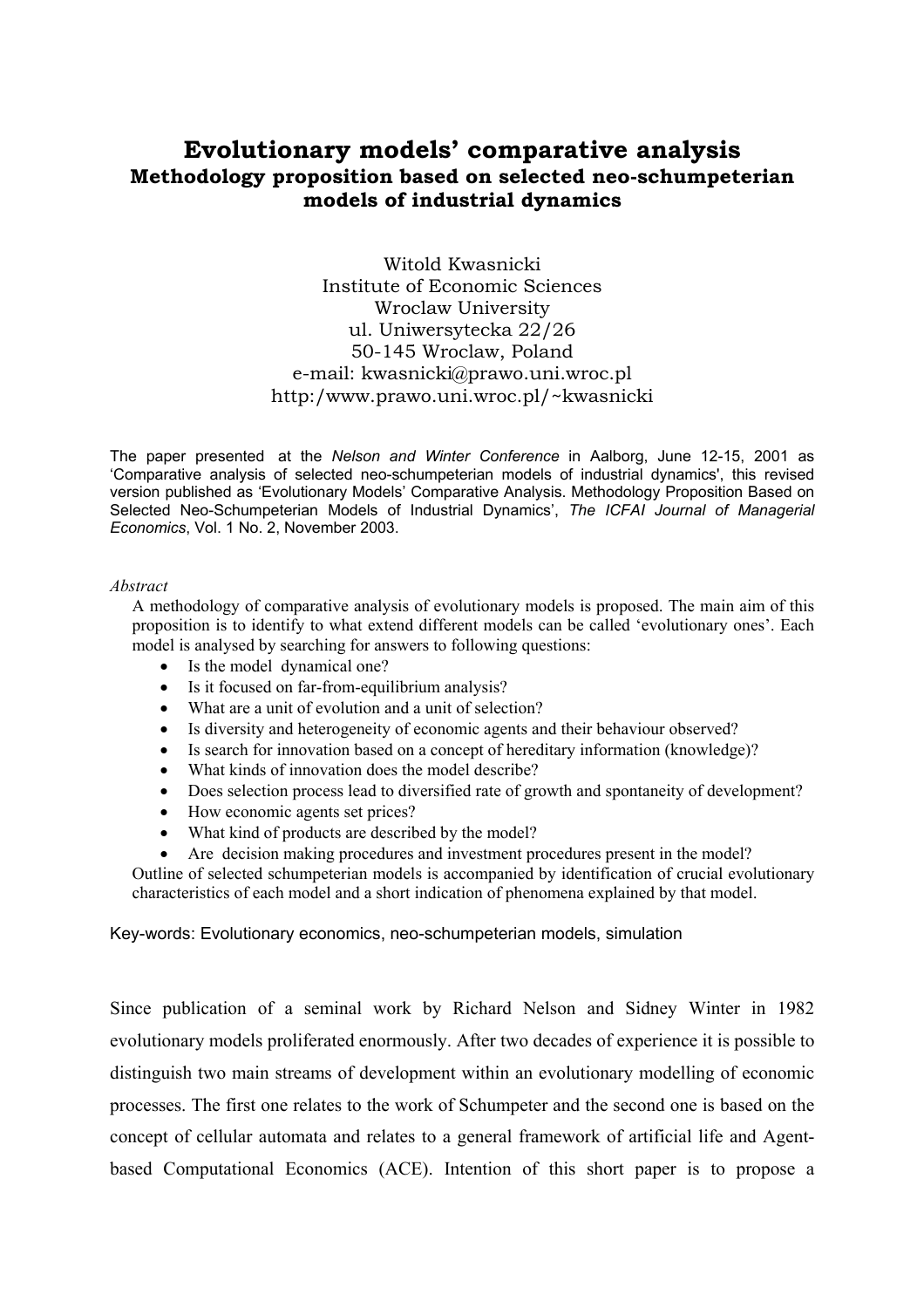# Evolutionary models' comparative analysis

## Methodology proposition based on selected neo-schumpeterian models of industrial dynamics

Witold Kwasnicki
Institute of Economic Sciences
Wroclaw University
ul. Uniwersytecka 22/26
50-145 Wroclaw, Poland
e-mail: kwasnicki@prawo.uni.wroc.pl
http:/www.prawo.uni.wroc.pl/~kwasnicki

The paper presented at the *Nelson and Winter Conference* in Aalborg, June 12-15, 2001 as 'Comparative analysis of selected neo-schumpeterian models of industrial dynamics', this revised version published as 'Evolutionary Models' Comparative Analysis. Methodology Proposition Based on Selected Neo-Schumpeterian Models of Industrial Dynamics', *The ICFAI Journal of Managerial Economics*, Vol. 1 No. 2, November 2003.

*Abstract*

A methodology of comparative analysis of evolutionary models is proposed. The main aim of this proposition is to identify to what extend different models can be called 'evolutionary ones'. Each model is analysed by searching for answers to following questions:

- Is the model dynamical one?
- Is it focused on far-from-equilibrium analysis?
- What are a unit of evolution and a unit of selection?
- Is diversity and heterogeneity of economic agents and their behaviour observed?
- Is search for innovation based on a concept of hereditary information (knowledge)?
- What kinds of innovation does the model describe?
- Does selection process lead to diversified rate of growth and spontaneity of development?
- How economic agents set prices?
- What kind of products are described by the model?
- Are decision making procedures and investment procedures present in the model?

Outline of selected schumpeterian models is accompanied by identification of crucial evolutionary characteristics of each model and a short indication of phenomena explained by that model.

Key-words: Evolutionary economics, neo-schumpeterian models, simulation

Since publication of a seminal work by Richard Nelson and Sidney Winter in 1982 evolutionary models proliferated enormously. After two decades of experience it is possible to distinguish two main streams of development within an evolutionary modelling of economic processes. The first one relates to the work of Schumpeter and the second one is based on the concept of cellular automata and relates to a general framework of artificial life and Agent-based Computational Economics (ACE). Intention of this short paper is to propose a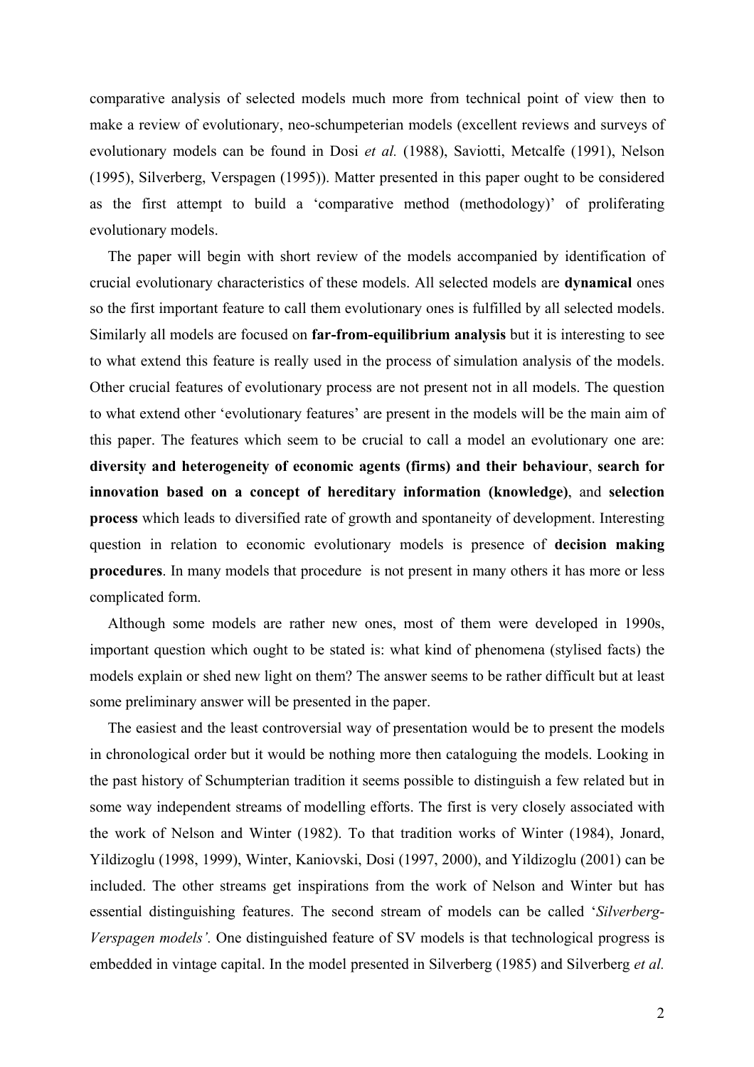comparative analysis of selected models much more from technical point of view then to make a review of evolutionary, neo-schumpeterian models (excellent reviews and surveys of evolutionary models can be found in Dosi *et al.* (1988), Saviotti, Metcalfe (1991), Nelson (1995), Silverberg, Verspagen (1995)). Matter presented in this paper ought to be considered as the first attempt to build a 'comparative method (methodology)' of proliferating evolutionary models.

The paper will begin with short review of the models accompanied by identification of crucial evolutionary characteristics of these models. All selected models are **dynamical** ones so the first important feature to call them evolutionary ones is fulfilled by all selected models. Similarly all models are focused on **far-from-equilibrium analysis** but it is interesting to see to what extend this feature is really used in the process of simulation analysis of the models. Other crucial features of evolutionary process are not present not in all models. The question to what extend other 'evolutionary features' are present in the models will be the main aim of this paper. The features which seem to be crucial to call a model an evolutionary one are: **diversity and heterogeneity of economic agents (firms) and their behaviour**, **search for innovation based on a concept of hereditary information (knowledge)**, and **selection process** which leads to diversified rate of growth and spontaneity of development. Interesting question in relation to economic evolutionary models is presence of **decision making procedures**. In many models that procedure is not present in many others it has more or less complicated form.

Although some models are rather new ones, most of them were developed in 1990s, important question which ought to be stated is: what kind of phenomena (stylised facts) the models explain or shed new light on them? The answer seems to be rather difficult but at least some preliminary answer will be presented in the paper.

The easiest and the least controversial way of presentation would be to present the models in chronological order but it would be nothing more then cataloguing the models. Looking in the past history of Schumpterian tradition it seems possible to distinguish a few related but in some way independent streams of modelling efforts. The first is very closely associated with the work of Nelson and Winter (1982). To that tradition works of Winter (1984), Jonard, Yildizoglu (1998, 1999), Winter, Kaniovski, Dosi (1997, 2000), and Yildizoglu (2001) can be included. The other streams get inspirations from the work of Nelson and Winter but has essential distinguishing features. The second stream of models can be called '*Silverberg-Verspagen models'*. One distinguished feature of SV models is that technological progress is embedded in vintage capital. In the model presented in Silverberg (1985) and Silverberg *et al.*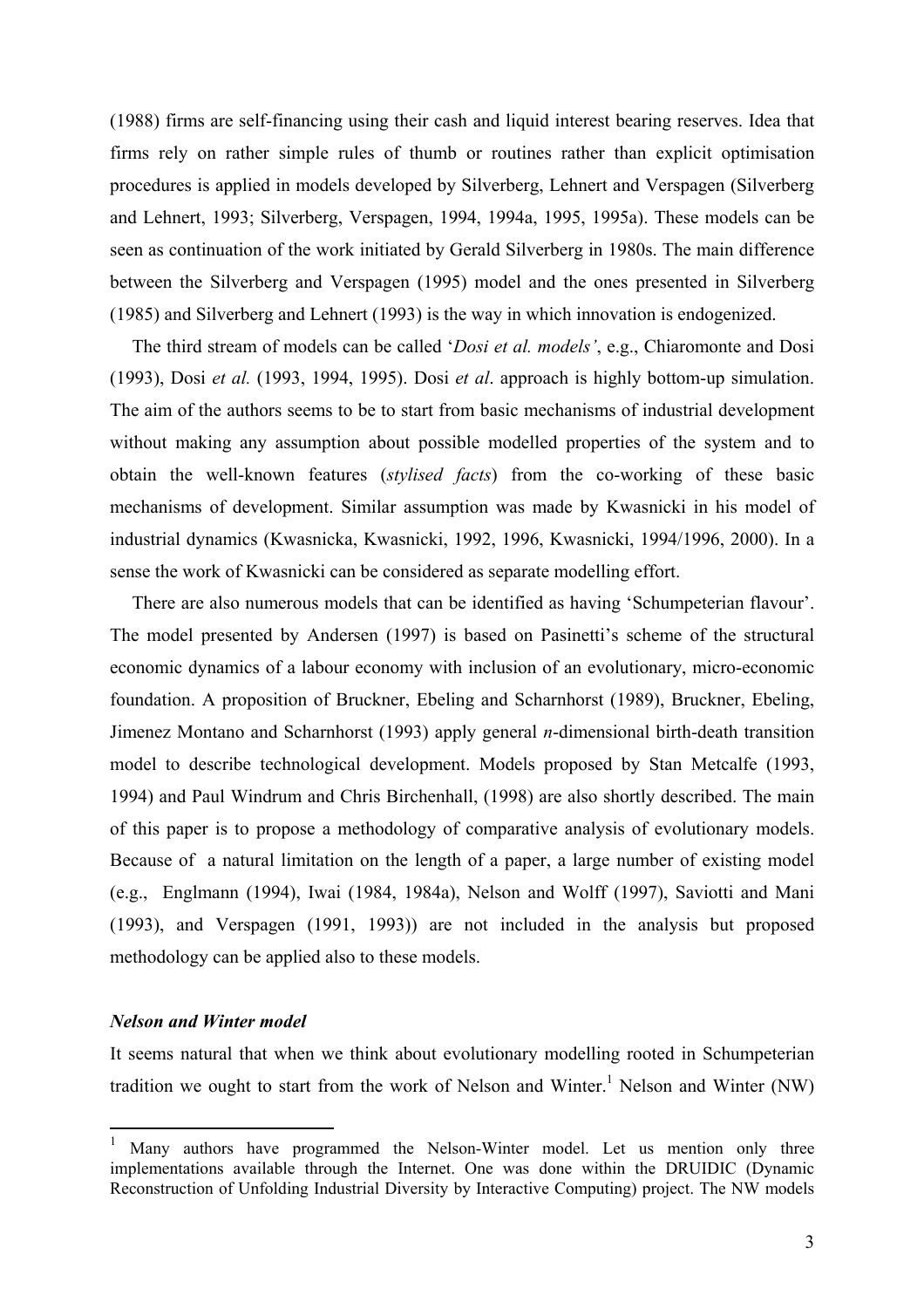(1988) firms are self-financing using their cash and liquid interest bearing reserves. Idea that firms rely on rather simple rules of thumb or routines rather than explicit optimisation procedures is applied in models developed by Silverberg, Lehnert and Verspagen (Silverberg and Lehnert, 1993; Silverberg, Verspagen, 1994, 1994a, 1995, 1995a). These models can be seen as continuation of the work initiated by Gerald Silverberg in 1980s. The main difference between the Silverberg and Verspagen (1995) model and the ones presented in Silverberg (1985) and Silverberg and Lehnert (1993) is the way in which innovation is endogenized.

The third stream of models can be called '*Dosi et al. models'*, e.g., Chiaromonte and Dosi (1993), Dosi *et al.* (1993, 1994, 1995). Dosi *et al*. approach is highly bottom-up simulation. The aim of the authors seems to be to start from basic mechanisms of industrial development without making any assumption about possible modelled properties of the system and to obtain the well-known features (*stylised facts*) from the co-working of these basic mechanisms of development. Similar assumption was made by Kwasnicki in his model of industrial dynamics (Kwasnicka, Kwasnicki, 1992, 1996, Kwasnicki, 1994/1996, 2000). In a sense the work of Kwasnicki can be considered as separate modelling effort.

There are also numerous models that can be identified as having 'Schumpeterian flavour'. The model presented by Andersen (1997) is based on Pasinetti's scheme of the structural economic dynamics of a labour economy with inclusion of an evolutionary, micro-economic foundation. A proposition of Bruckner, Ebeling and Scharnhorst (1989), Bruckner, Ebeling, Jimenez Montano and Scharnhorst (1993) apply general *n*-dimensional birth-death transition model to describe technological development. Models proposed by Stan Metcalfe (1993, 1994) and Paul Windrum and Chris Birchenhall, (1998) are also shortly described. The main of this paper is to propose a methodology of comparative analysis of evolutionary models. Because of a natural limitation on the length of a paper, a large number of existing model (e.g., Englmann (1994), Iwai (1984, 1984a), Nelson and Wolff (1997), Saviotti and Mani (1993), and Verspagen (1991, 1993)) are not included in the analysis but proposed methodology can be applied also to these models.

### *Nelson and Winter model*

It seems natural that when we think about evolutionary modelling rooted in Schumpeterian tradition we ought to start from the work of Nelson and Winter.[1] Nelson and Winter (NW)

[1] Many authors have programmed the Nelson-Winter model. Let us mention only three implementations available through the Internet. One was done within the DRUIDIC (Dynamic Reconstruction of Unfolding Industrial Diversity by Interactive Computing) project. The NW models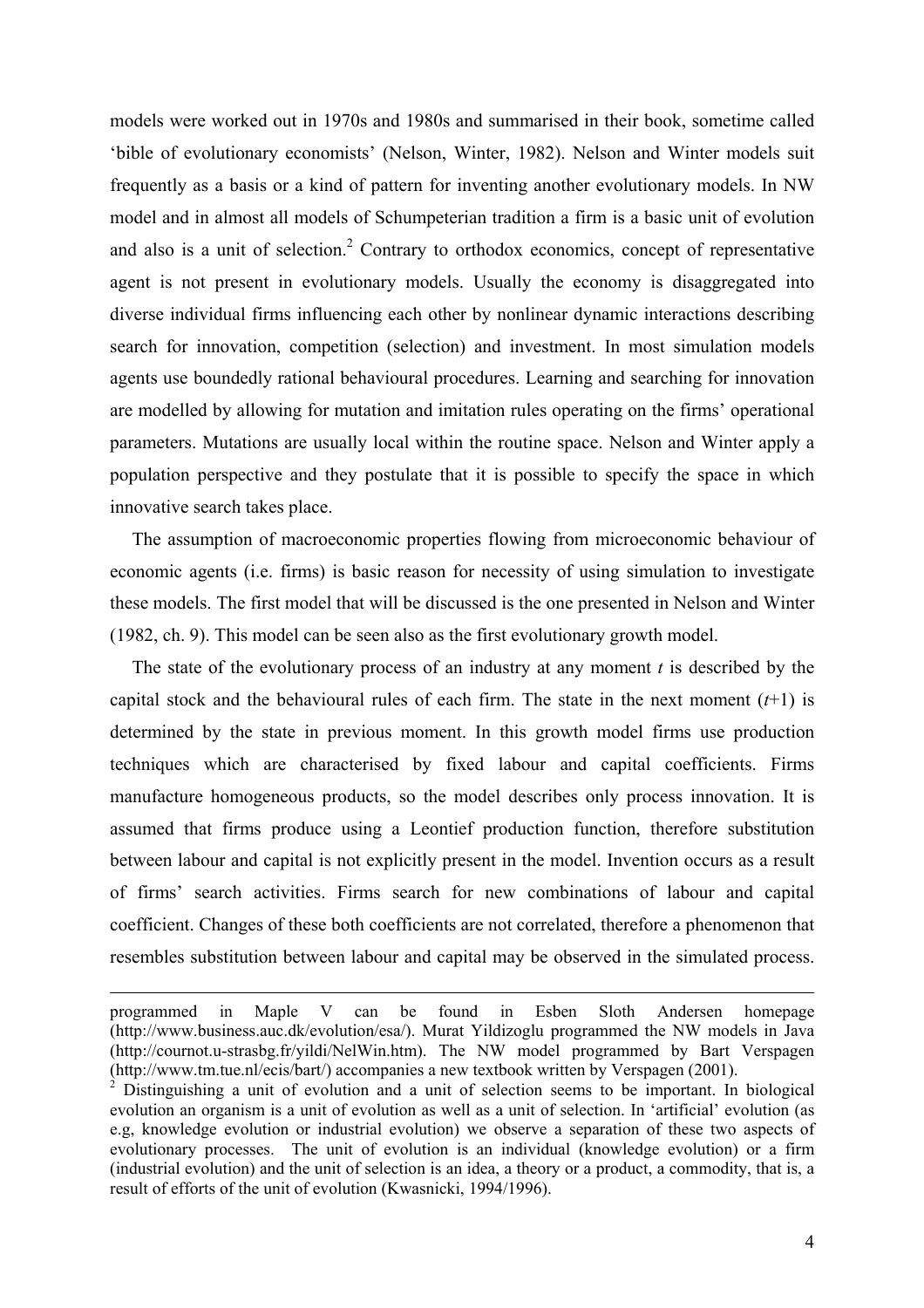models were worked out in 1970s and 1980s and summarised in their book, sometime called 'bible of evolutionary economists' (Nelson, Winter, 1982). Nelson and Winter models suit frequently as a basis or a kind of pattern for inventing another evolutionary models. In NW model and in almost all models of Schumpeterian tradition a firm is a basic unit of evolution and also is a unit of selection.[2] Contrary to orthodox economics, concept of representative agent is not present in evolutionary models. Usually the economy is disaggregated into diverse individual firms influencing each other by nonlinear dynamic interactions describing search for innovation, competition (selection) and investment. In most simulation models agents use boundedly rational behavioural procedures. Learning and searching for innovation are modelled by allowing for mutation and imitation rules operating on the firms' operational parameters. Mutations are usually local within the routine space. Nelson and Winter apply a population perspective and they postulate that it is possible to specify the space in which innovative search takes place.

The assumption of macroeconomic properties flowing from microeconomic behaviour of economic agents (i.e. firms) is basic reason for necessity of using simulation to investigate these models. The first model that will be discussed is the one presented in Nelson and Winter (1982, ch. 9). This model can be seen also as the first evolutionary growth model.

The state of the evolutionary process of an industry at any moment $t$ is described by the capital stock and the behavioural rules of each firm. The state in the next moment ($t+1$) is determined by the state in previous moment. In this growth model firms use production techniques which are characterised by fixed labour and capital coefficients. Firms manufacture homogeneous products, so the model describes only process innovation. It is assumed that firms produce using a Leontief production function, therefore substitution between labour and capital is not explicitly present in the model. Invention occurs as a result of firms' search activities. Firms search for new combinations of labour and capital coefficient. Changes of these both coefficients are not correlated, therefore a phenomenon that resembles substitution between labour and capital may be observed in the simulated process.

---

programmed in Maple V can be found in Esben Sloth Andersen homepage (http://www.business.auc.dk/evolution/esa/). Murat Yildizoglu programmed the NW models in Java (http://cournot.u-strasbg.fr/yildi/NelWin.htm). The NW model programmed by Bart Verspagen (http://www.tm.tue.nl/ecis/bart/) accompanies a new textbook written by Verspagen (2001).

[2] Distinguishing a unit of evolution and a unit of selection seems to be important. In biological evolution an organism is a unit of evolution as well as a unit of selection. In 'artificial' evolution (as e.g, knowledge evolution or industrial evolution) we observe a separation of these two aspects of evolutionary processes. The unit of evolution is an individual (knowledge evolution) or a firm (industrial evolution) and the unit of selection is an idea, a theory or a product, a commodity, that is, a result of efforts of the unit of evolution (Kwasnicki, 1994/1996).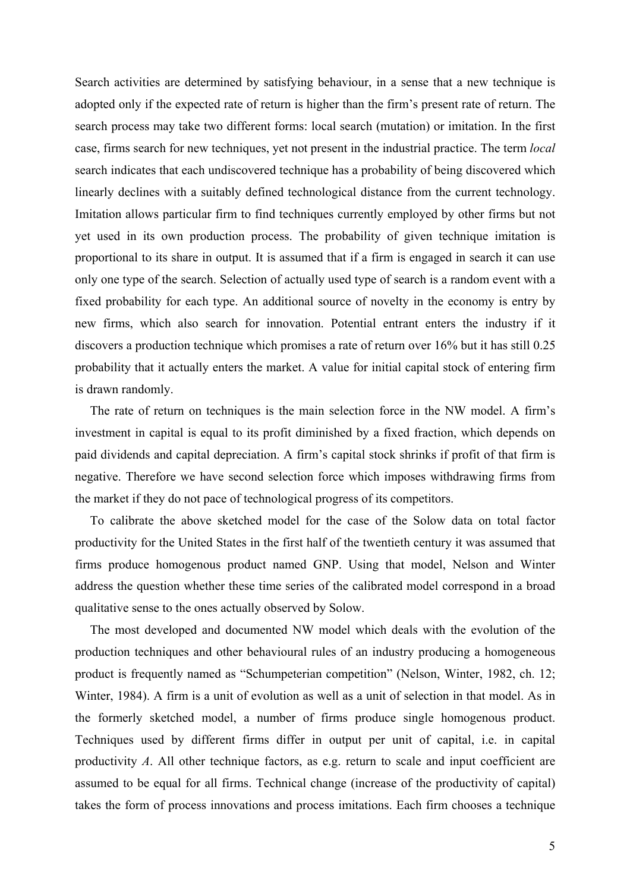Search activities are determined by satisfying behaviour, in a sense that a new technique is adopted only if the expected rate of return is higher than the firm's present rate of return. The search process may take two different forms: local search (mutation) or imitation. In the first case, firms search for new techniques, yet not present in the industrial practice. The term *local* search indicates that each undiscovered technique has a probability of being discovered which linearly declines with a suitably defined technological distance from the current technology. Imitation allows particular firm to find techniques currently employed by other firms but not yet used in its own production process. The probability of given technique imitation is proportional to its share in output. It is assumed that if a firm is engaged in search it can use only one type of the search. Selection of actually used type of search is a random event with a fixed probability for each type. An additional source of novelty in the economy is entry by new firms, which also search for innovation. Potential entrant enters the industry if it discovers a production technique which promises a rate of return over 16% but it has still 0.25 probability that it actually enters the market. A value for initial capital stock of entering firm is drawn randomly.

The rate of return on techniques is the main selection force in the NW model. A firm's investment in capital is equal to its profit diminished by a fixed fraction, which depends on paid dividends and capital depreciation. A firm's capital stock shrinks if profit of that firm is negative. Therefore we have second selection force which imposes withdrawing firms from the market if they do not pace of technological progress of its competitors.

To calibrate the above sketched model for the case of the Solow data on total factor productivity for the United States in the first half of the twentieth century it was assumed that firms produce homogenous product named GNP. Using that model, Nelson and Winter address the question whether these time series of the calibrated model correspond in a broad qualitative sense to the ones actually observed by Solow.

The most developed and documented NW model which deals with the evolution of the production techniques and other behavioural rules of an industry producing a homogeneous product is frequently named as "Schumpeterian competition" (Nelson, Winter, 1982, ch. 12; Winter, 1984). A firm is a unit of evolution as well as a unit of selection in that model. As in the formerly sketched model, a number of firms produce single homogenous product. Techniques used by different firms differ in output per unit of capital, i.e. in capital productivity $A$. All other technique factors, as e.g. return to scale and input coefficient are assumed to be equal for all firms. Technical change (increase of the productivity of capital) takes the form of process innovations and process imitations. Each firm chooses a technique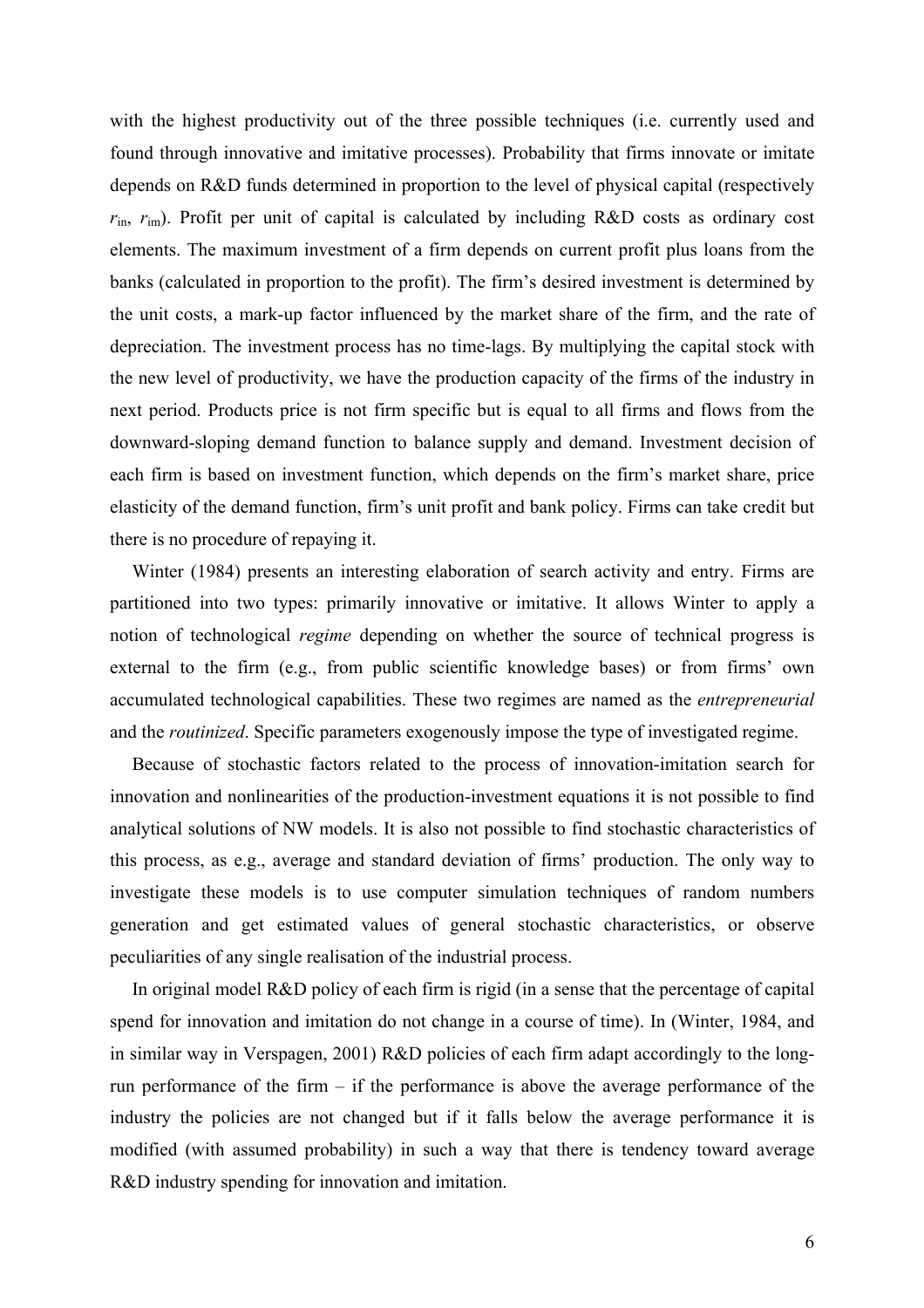with the highest productivity out of the three possible techniques (i.e. currently used and found through innovative and imitative processes). Probability that firms innovate or imitate depends on R&D funds determined in proportion to the level of physical capital (respectively $r_{in}$, $r_{im}$). Profit per unit of capital is calculated by including R&D costs as ordinary cost elements. The maximum investment of a firm depends on current profit plus loans from the banks (calculated in proportion to the profit). The firm's desired investment is determined by the unit costs, a mark-up factor influenced by the market share of the firm, and the rate of depreciation. The investment process has no time-lags. By multiplying the capital stock with the new level of productivity, we have the production capacity of the firms of the industry in next period. Products price is not firm specific but is equal to all firms and flows from the downward-sloping demand function to balance supply and demand. Investment decision of each firm is based on investment function, which depends on the firm's market share, price elasticity of the demand function, firm's unit profit and bank policy. Firms can take credit but there is no procedure of repaying it.

Winter (1984) presents an interesting elaboration of search activity and entry. Firms are partitioned into two types: primarily innovative or imitative. It allows Winter to apply a notion of technological *regime* depending on whether the source of technical progress is external to the firm (e.g., from public scientific knowledge bases) or from firms' own accumulated technological capabilities. These two regimes are named as the *entrepreneurial* and the *routinized*. Specific parameters exogenously impose the type of investigated regime.

Because of stochastic factors related to the process of innovation-imitation search for innovation and nonlinearities of the production-investment equations it is not possible to find analytical solutions of NW models. It is also not possible to find stochastic characteristics of this process, as e.g., average and standard deviation of firms' production. The only way to investigate these models is to use computer simulation techniques of random numbers generation and get estimated values of general stochastic characteristics, or observe peculiarities of any single realisation of the industrial process.

In original model R&D policy of each firm is rigid (in a sense that the percentage of capital spend for innovation and imitation do not change in a course of time). In (Winter, 1984, and in similar way in Verspagen, 2001) R&D policies of each firm adapt accordingly to the long-run performance of the firm – if the performance is above the average performance of the industry the policies are not changed but if it falls below the average performance it is modified (with assumed probability) in such a way that there is tendency toward average R&D industry spending for innovation and imitation.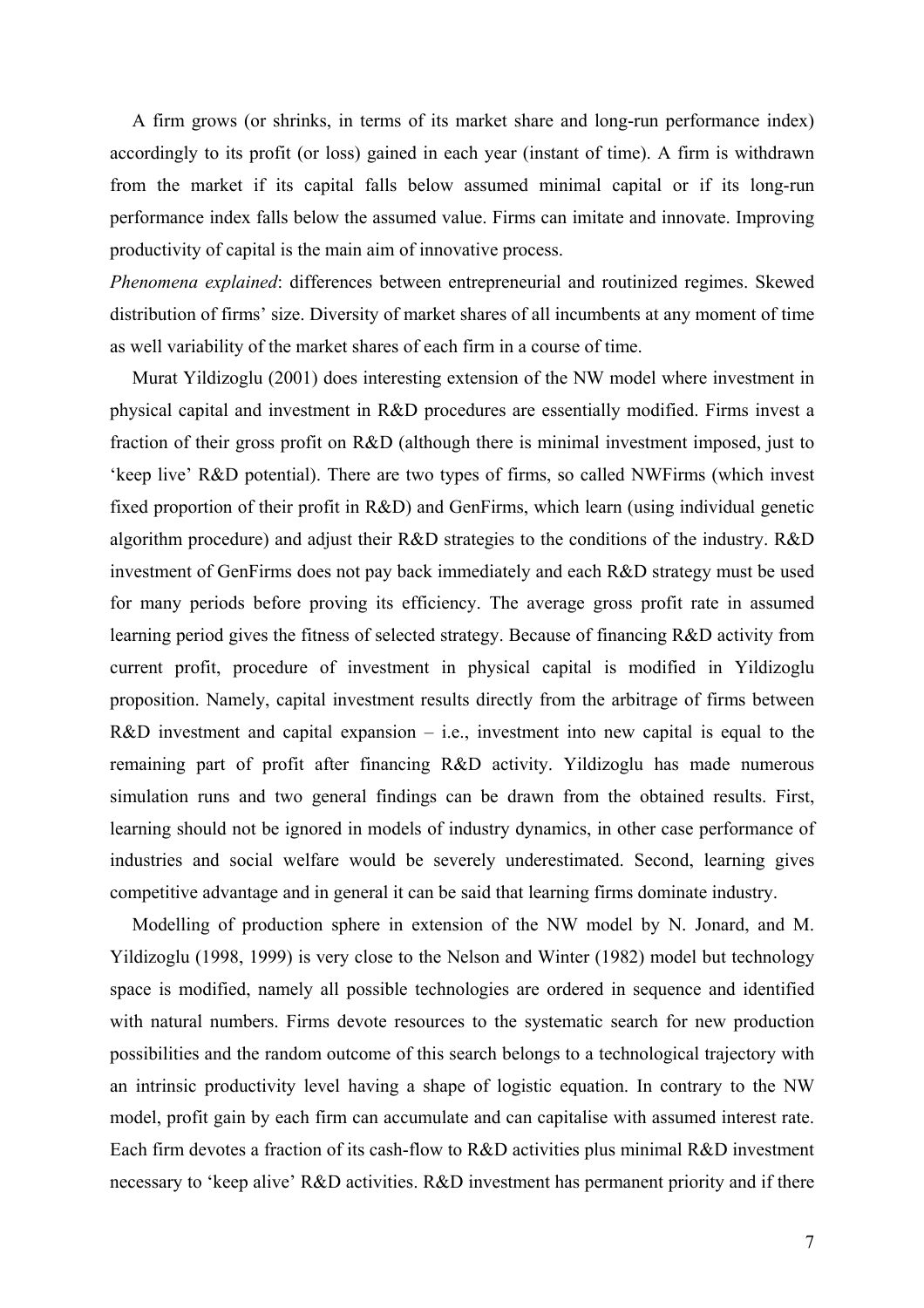A firm grows (or shrinks, in terms of its market share and long-run performance index) accordingly to its profit (or loss) gained in each year (instant of time). A firm is withdrawn from the market if its capital falls below assumed minimal capital or if its long-run performance index falls below the assumed value. Firms can imitate and innovate. Improving productivity of capital is the main aim of innovative process.

*Phenomena explained*: differences between entrepreneurial and routinized regimes. Skewed distribution of firms' size. Diversity of market shares of all incumbents at any moment of time as well variability of the market shares of each firm in a course of time.

Murat Yildizoglu (2001) does interesting extension of the NW model where investment in physical capital and investment in R&D procedures are essentially modified. Firms invest a fraction of their gross profit on R&D (although there is minimal investment imposed, just to 'keep live' R&D potential). There are two types of firms, so called NWFirms (which invest fixed proportion of their profit in R&D) and GenFirms, which learn (using individual genetic algorithm procedure) and adjust their R&D strategies to the conditions of the industry. R&D investment of GenFirms does not pay back immediately and each R&D strategy must be used for many periods before proving its efficiency. The average gross profit rate in assumed learning period gives the fitness of selected strategy. Because of financing R&D activity from current profit, procedure of investment in physical capital is modified in Yildizoglu proposition. Namely, capital investment results directly from the arbitrage of firms between R&D investment and capital expansion – i.e., investment into new capital is equal to the remaining part of profit after financing R&D activity. Yildizoglu has made numerous simulation runs and two general findings can be drawn from the obtained results. First, learning should not be ignored in models of industry dynamics, in other case performance of industries and social welfare would be severely underestimated. Second, learning gives competitive advantage and in general it can be said that learning firms dominate industry.

Modelling of production sphere in extension of the NW model by N. Jonard, and M. Yildizoglu (1998, 1999) is very close to the Nelson and Winter (1982) model but technology space is modified, namely all possible technologies are ordered in sequence and identified with natural numbers. Firms devote resources to the systematic search for new production possibilities and the random outcome of this search belongs to a technological trajectory with an intrinsic productivity level having a shape of logistic equation. In contrary to the NW model, profit gain by each firm can accumulate and can capitalise with assumed interest rate. Each firm devotes a fraction of its cash-flow to R&D activities plus minimal R&D investment necessary to 'keep alive' R&D activities. R&D investment has permanent priority and if there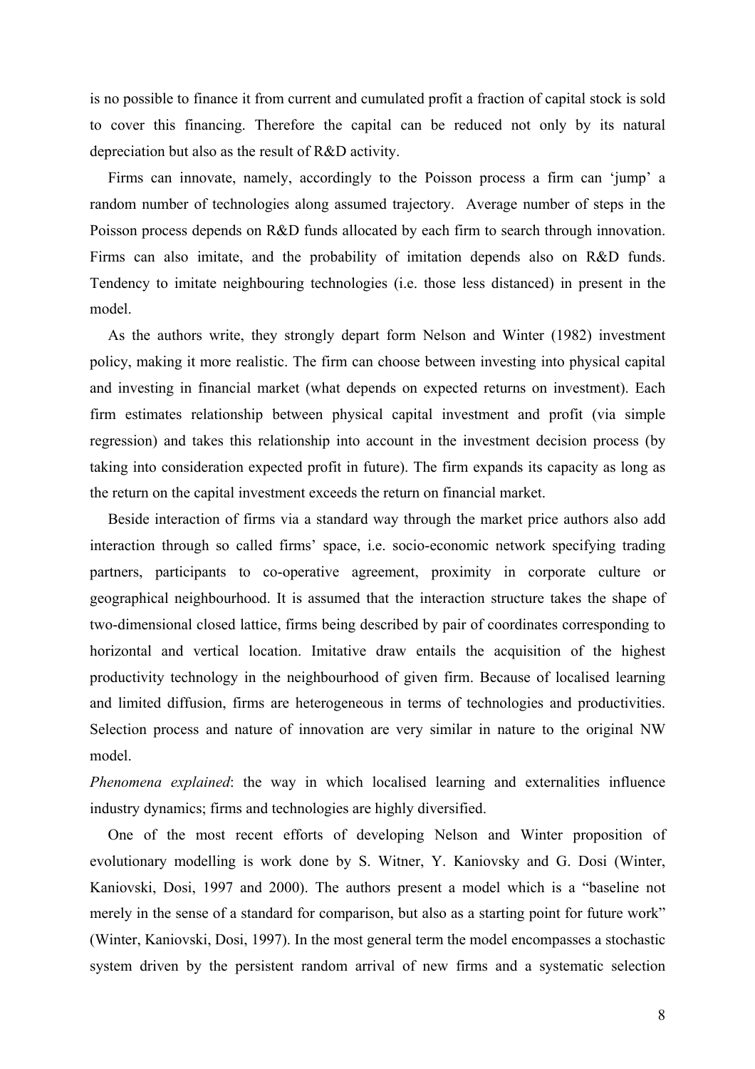is no possible to finance it from current and cumulated profit a fraction of capital stock is sold to cover this financing. Therefore the capital can be reduced not only by its natural depreciation but also as the result of R&D activity.

Firms can innovate, namely, accordingly to the Poisson process a firm can 'jump' a random number of technologies along assumed trajectory. Average number of steps in the Poisson process depends on R&D funds allocated by each firm to search through innovation. Firms can also imitate, and the probability of imitation depends also on R&D funds. Tendency to imitate neighbouring technologies (i.e. those less distanced) in present in the model.

As the authors write, they strongly depart form Nelson and Winter (1982) investment policy, making it more realistic. The firm can choose between investing into physical capital and investing in financial market (what depends on expected returns on investment). Each firm estimates relationship between physical capital investment and profit (via simple regression) and takes this relationship into account in the investment decision process (by taking into consideration expected profit in future). The firm expands its capacity as long as the return on the capital investment exceeds the return on financial market.

Beside interaction of firms via a standard way through the market price authors also add interaction through so called firms' space, i.e. socio-economic network specifying trading partners, participants to co-operative agreement, proximity in corporate culture or geographical neighbourhood. It is assumed that the interaction structure takes the shape of two-dimensional closed lattice, firms being described by pair of coordinates corresponding to horizontal and vertical location. Imitative draw entails the acquisition of the highest productivity technology in the neighbourhood of given firm. Because of localised learning and limited diffusion, firms are heterogeneous in terms of technologies and productivities. Selection process and nature of innovation are very similar in nature to the original NW model.

*Phenomena explained*: the way in which localised learning and externalities influence industry dynamics; firms and technologies are highly diversified.

One of the most recent efforts of developing Nelson and Winter proposition of evolutionary modelling is work done by S. Witner, Y. Kaniovsky and G. Dosi (Winter, Kaniovski, Dosi, 1997 and 2000). The authors present a model which is a "baseline not merely in the sense of a standard for comparison, but also as a starting point for future work" (Winter, Kaniovski, Dosi, 1997). In the most general term the model encompasses a stochastic system driven by the persistent random arrival of new firms and a systematic selection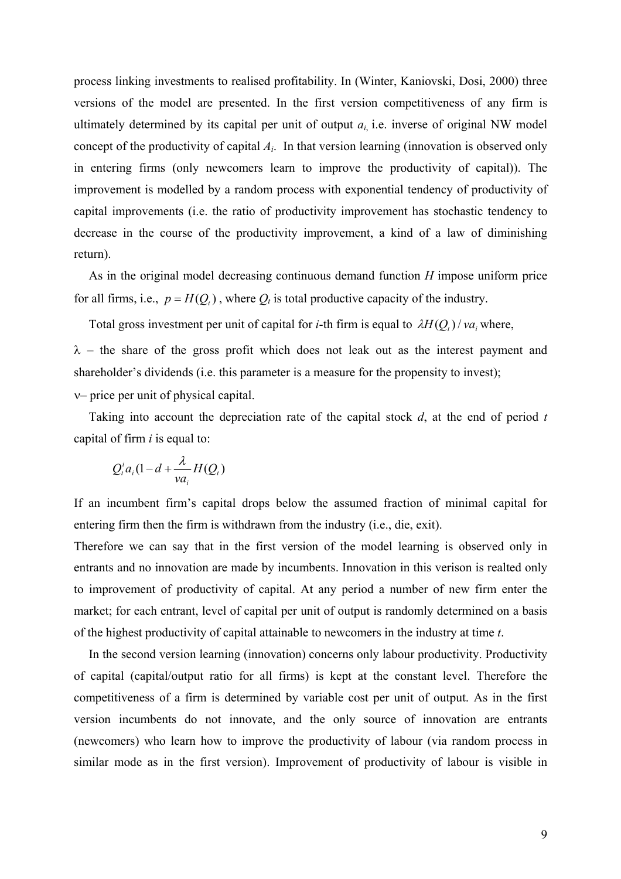process linking investments to realised profitability. In (Winter, Kaniovski, Dosi, 2000) three versions of the model are presented. In the first version competitiveness of any firm is ultimately determined by its capital per unit of output $a_i$, i.e. inverse of original NW model concept of the productivity of capital $A_i$. In that version learning (innovation is observed only in entering firms (only newcomers learn to improve the productivity of capital)). The improvement is modelled by a random process with exponential tendency of productivity of capital improvements (i.e. the ratio of productivity improvement has stochastic tendency to decrease in the course of the productivity improvement, a kind of a law of diminishing return).

As in the original model decreasing continuous demand function $H$ impose uniform price for all firms, i.e., $p = H(Q_t)$ , where $Q_t$ is total productive capacity of the industry.

Total gross investment per unit of capital for $i$-th firm is equal to $\lambda H(Q_t)/va_i$ where,

$\lambda$ – the share of the gross profit which does not leak out as the interest payment and shareholder's dividends (i.e. this parameter is a measure for the propensity to invest);

$\nu$– price per unit of physical capital.

Taking into account the depreciation rate of the capital stock $d$, at the end of period $t$ capital of firm $i$ is equal to:

$$Q_t^i a_i (1 - d + \frac{\lambda}{va_i} H(Q_t)$$

If an incumbent firm's capital drops below the assumed fraction of minimal capital for entering firm then the firm is withdrawn from the industry (i.e., die, exit).

Therefore we can say that in the first version of the model learning is observed only in entrants and no innovation are made by incumbents. Innovation in this verison is realted only to improvement of productivity of capital. At any period a number of new firm enter the market; for each entrant, level of capital per unit of output is randomly determined on a basis of the highest productivity of capital attainable to newcomers in the industry at time $t$.

In the second version learning (innovation) concerns only labour productivity. Productivity of capital (capital/output ratio for all firms) is kept at the constant level. Therefore the competitiveness of a firm is determined by variable cost per unit of output. As in the first version incumbents do not innovate, and the only source of innovation are entrants (newcomers) who learn how to improve the productivity of labour (via random process in similar mode as in the first version). Improvement of productivity of labour is visible in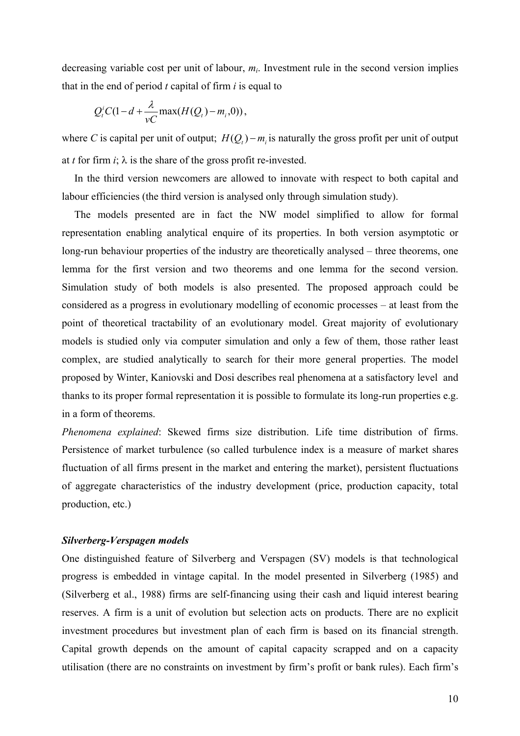decreasing variable cost per unit of labour, $m_i$. Investment rule in the second version implies that in the end of period $t$ capital of firm $i$ is equal to

$$Q_t^i C(1 - d + \frac{\lambda}{vC}\max(H(Q_t) - m_i, 0)),$$

where $C$ is capital per unit of output; $H(Q_t) - m_i$ is naturally the gross profit per unit of output at $t$ for firm $i$; $\lambda$ is the share of the gross profit re-invested.

In the third version newcomers are allowed to innovate with respect to both capital and labour efficiencies (the third version is analysed only through simulation study).

The models presented are in fact the NW model simplified to allow for formal representation enabling analytical enquire of its properties. In both version asymptotic or long-run behaviour properties of the industry are theoretically analysed – three theorems, one lemma for the first version and two theorems and one lemma for the second version. Simulation study of both models is also presented. The proposed approach could be considered as a progress in evolutionary modelling of economic processes – at least from the point of theoretical tractability of an evolutionary model. Great majority of evolutionary models is studied only via computer simulation and only a few of them, those rather least complex, are studied analytically to search for their more general properties. The model proposed by Winter, Kaniovski and Dosi describes real phenomena at a satisfactory level and thanks to its proper formal representation it is possible to formulate its long-run properties e.g. in a form of theorems.

*Phenomena explained*: Skewed firms size distribution. Life time distribution of firms. Persistence of market turbulence (so called turbulence index is a measure of market shares fluctuation of all firms present in the market and entering the market), persistent fluctuations of aggregate characteristics of the industry development (price, production capacity, total production, etc.)

### ***Silverberg-Verspagen models***

One distinguished feature of Silverberg and Verspagen (SV) models is that technological progress is embedded in vintage capital. In the model presented in Silverberg (1985) and (Silverberg et al., 1988) firms are self-financing using their cash and liquid interest bearing reserves. A firm is a unit of evolution but selection acts on products. There are no explicit investment procedures but investment plan of each firm is based on its financial strength. Capital growth depends on the amount of capital capacity scrapped and on a capacity utilisation (there are no constraints on investment by firm's profit or bank rules). Each firm's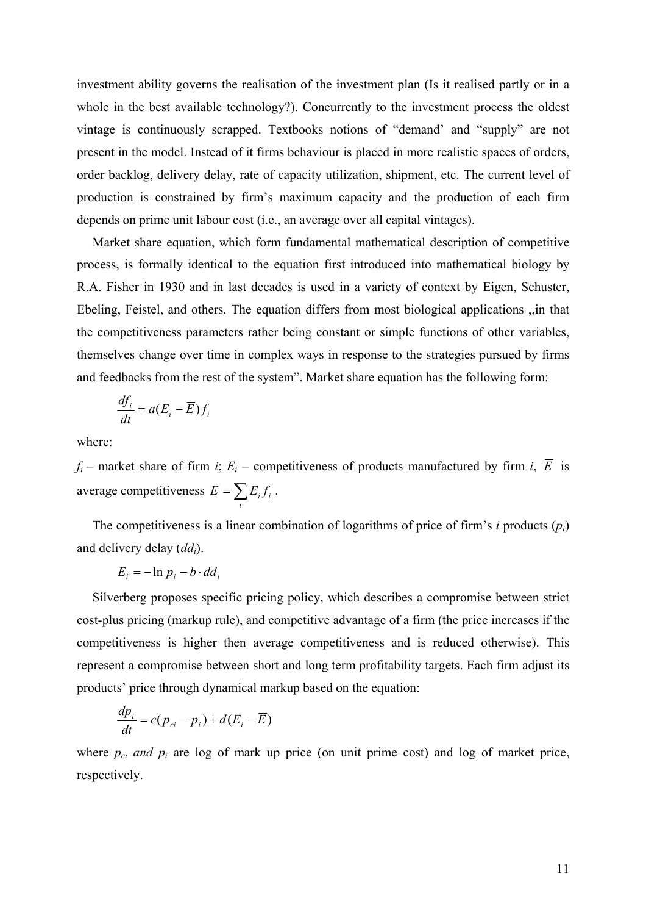investment ability governs the realisation of the investment plan (Is it realised partly or in a whole in the best available technology?). Concurrently to the investment process the oldest vintage is continuously scrapped. Textbooks notions of "demand' and "supply" are not present in the model. Instead of it firms behaviour is placed in more realistic spaces of orders, order backlog, delivery delay, rate of capacity utilization, shipment, etc. The current level of production is constrained by firm's maximum capacity and the production of each firm depends on prime unit labour cost (i.e., an average over all capital vintages).

Market share equation, which form fundamental mathematical description of competitive process, is formally identical to the equation first introduced into mathematical biology by R.A. Fisher in 1930 and in last decades is used in a variety of context by Eigen, Schuster, Ebeling, Feistel, and others. The equation differs from most biological applications ,,in that the competitiveness parameters rather being constant or simple functions of other variables, themselves change over time in complex ways in response to the strategies pursued by firms and feedbacks from the rest of the system". Market share equation has the following form:

$$\frac{df_i}{dt} = a(E_i - \overline{E})f_i$$

where:

$f_i$ – market share of firm *i*; $E_i$ – competitiveness of products manufactured by firm *i*, $\overline{E}$ is average competitiveness $\overline{E} = \sum_i E_i f_i$ .

The competitiveness is a linear combination of logarithms of price of firm's *i* products ($p_i$) and delivery delay ($dd_i$).

$$E_i = -\ln p_i - b \cdot dd_i$$

Silverberg proposes specific pricing policy, which describes a compromise between strict cost-plus pricing (markup rule), and competitive advantage of a firm (the price increases if the competitiveness is higher then average competitiveness and is reduced otherwise). This represent a compromise between short and long term profitability targets. Each firm adjust its products' price through dynamical markup based on the equation:

$$\frac{dp_i}{dt} = c(p_{ci} - p_i) + d(E_i - \overline{E})$$

where $p_{ci}$ *and* $p_i$ are log of mark up price (on unit prime cost) and log of market price, respectively.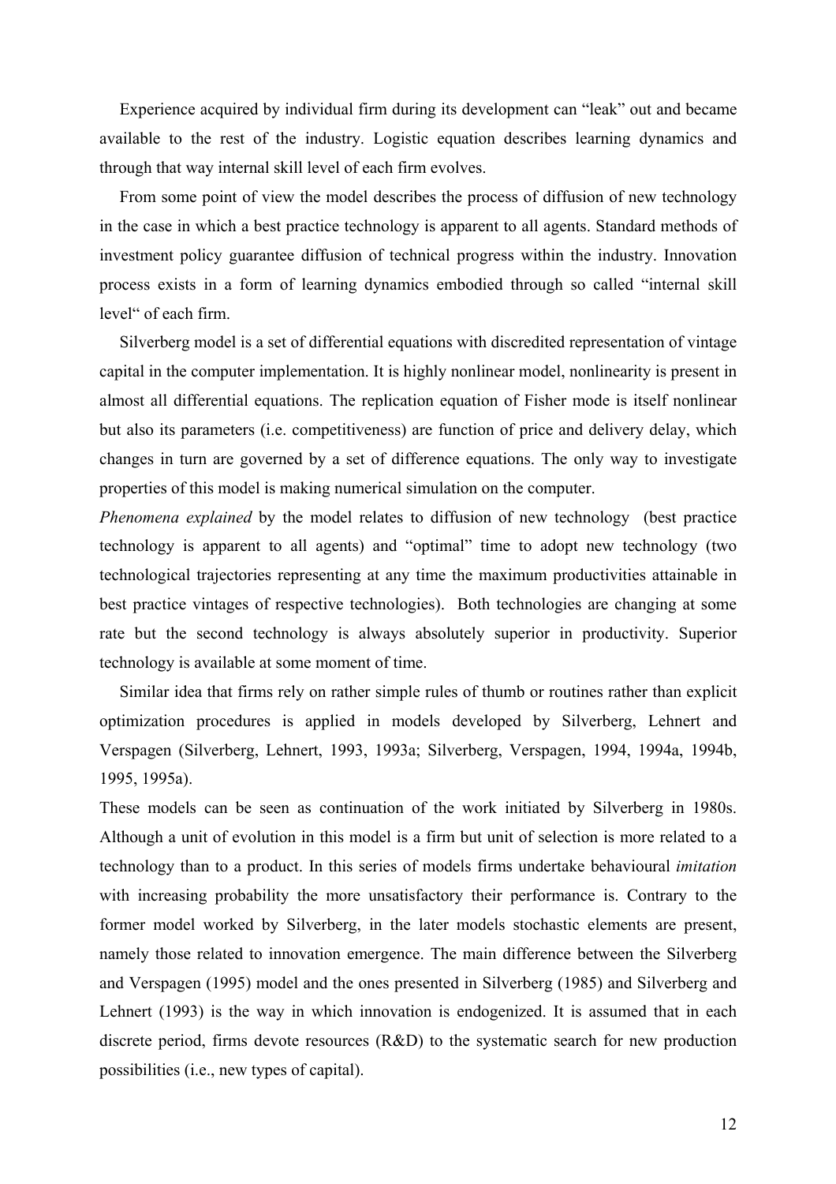Experience acquired by individual firm during its development can "leak" out and became available to the rest of the industry. Logistic equation describes learning dynamics and through that way internal skill level of each firm evolves.

From some point of view the model describes the process of diffusion of new technology in the case in which a best practice technology is apparent to all agents. Standard methods of investment policy guarantee diffusion of technical progress within the industry. Innovation process exists in a form of learning dynamics embodied through so called "internal skill level" of each firm.

Silverberg model is a set of differential equations with discredited representation of vintage capital in the computer implementation. It is highly nonlinear model, nonlinearity is present in almost all differential equations. The replication equation of Fisher mode is itself nonlinear but also its parameters (i.e. competitiveness) are function of price and delivery delay, which changes in turn are governed by a set of difference equations. The only way to investigate properties of this model is making numerical simulation on the computer.

*Phenomena explained* by the model relates to diffusion of new technology (best practice technology is apparent to all agents) and "optimal" time to adopt new technology (two technological trajectories representing at any time the maximum productivities attainable in best practice vintages of respective technologies). Both technologies are changing at some rate but the second technology is always absolutely superior in productivity. Superior technology is available at some moment of time.

Similar idea that firms rely on rather simple rules of thumb or routines rather than explicit optimization procedures is applied in models developed by Silverberg, Lehnert and Verspagen (Silverberg, Lehnert, 1993, 1993a; Silverberg, Verspagen, 1994, 1994a, 1994b, 1995, 1995a).

These models can be seen as continuation of the work initiated by Silverberg in 1980s. Although a unit of evolution in this model is a firm but unit of selection is more related to a technology than to a product. In this series of models firms undertake behavioural *imitation* with increasing probability the more unsatisfactory their performance is. Contrary to the former model worked by Silverberg, in the later models stochastic elements are present, namely those related to innovation emergence. The main difference between the Silverberg and Verspagen (1995) model and the ones presented in Silverberg (1985) and Silverberg and Lehnert (1993) is the way in which innovation is endogenized. It is assumed that in each discrete period, firms devote resources (R&D) to the systematic search for new production possibilities (i.e., new types of capital).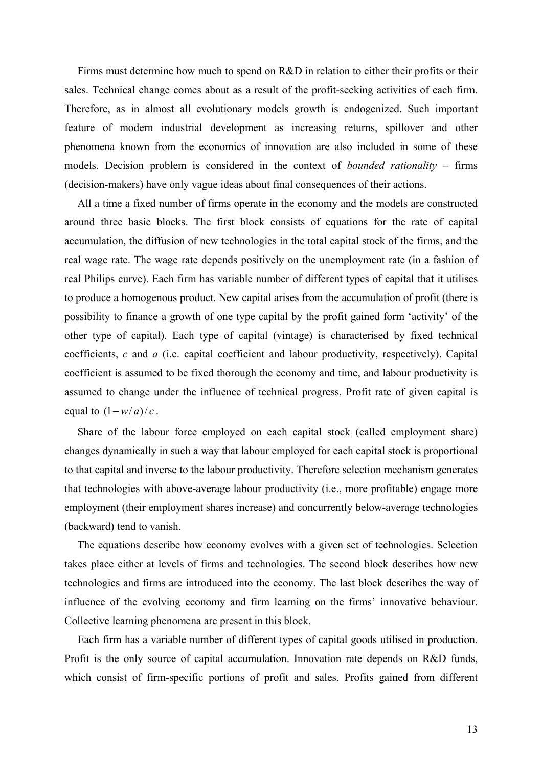Firms must determine how much to spend on R&D in relation to either their profits or their sales. Technical change comes about as a result of the profit-seeking activities of each firm. Therefore, as in almost all evolutionary models growth is endogenized. Such important feature of modern industrial development as increasing returns, spillover and other phenomena known from the economics of innovation are also included in some of these models. Decision problem is considered in the context of *bounded rationality* – firms (decision-makers) have only vague ideas about final consequences of their actions.

All a time a fixed number of firms operate in the economy and the models are constructed around three basic blocks. The first block consists of equations for the rate of capital accumulation, the diffusion of new technologies in the total capital stock of the firms, and the real wage rate. The wage rate depends positively on the unemployment rate (in a fashion of real Philips curve). Each firm has variable number of different types of capital that it utilises to produce a homogenous product. New capital arises from the accumulation of profit (there is possibility to finance a growth of one type capital by the profit gained form 'activity' of the other type of capital). Each type of capital (vintage) is characterised by fixed technical coefficients, $c$ and $a$ (i.e. capital coefficient and labour productivity, respectively). Capital coefficient is assumed to be fixed thorough the economy and time, and labour productivity is assumed to change under the influence of technical progress. Profit rate of given capital is equal to $(1-w/a)/c$.

Share of the labour force employed on each capital stock (called employment share) changes dynamically in such a way that labour employed for each capital stock is proportional to that capital and inverse to the labour productivity. Therefore selection mechanism generates that technologies with above-average labour productivity (i.e., more profitable) engage more employment (their employment shares increase) and concurrently below-average technologies (backward) tend to vanish.

The equations describe how economy evolves with a given set of technologies. Selection takes place either at levels of firms and technologies. The second block describes how new technologies and firms are introduced into the economy. The last block describes the way of influence of the evolving economy and firm learning on the firms' innovative behaviour. Collective learning phenomena are present in this block.

Each firm has a variable number of different types of capital goods utilised in production. Profit is the only source of capital accumulation. Innovation rate depends on R&D funds, which consist of firm-specific portions of profit and sales. Profits gained from different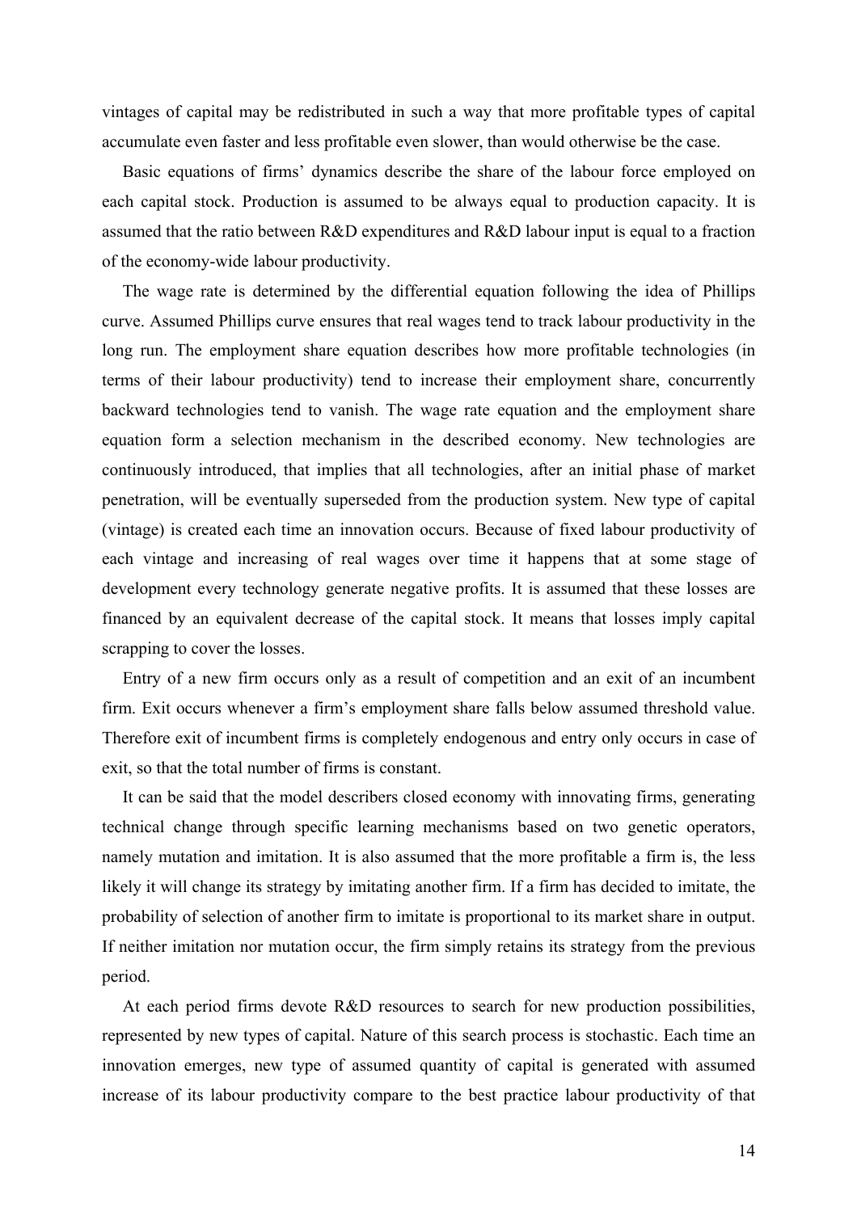vintages of capital may be redistributed in such a way that more profitable types of capital accumulate even faster and less profitable even slower, than would otherwise be the case.

Basic equations of firms' dynamics describe the share of the labour force employed on each capital stock. Production is assumed to be always equal to production capacity. It is assumed that the ratio between R&D expenditures and R&D labour input is equal to a fraction of the economy-wide labour productivity.

The wage rate is determined by the differential equation following the idea of Phillips curve. Assumed Phillips curve ensures that real wages tend to track labour productivity in the long run. The employment share equation describes how more profitable technologies (in terms of their labour productivity) tend to increase their employment share, concurrently backward technologies tend to vanish. The wage rate equation and the employment share equation form a selection mechanism in the described economy. New technologies are continuously introduced, that implies that all technologies, after an initial phase of market penetration, will be eventually superseded from the production system. New type of capital (vintage) is created each time an innovation occurs. Because of fixed labour productivity of each vintage and increasing of real wages over time it happens that at some stage of development every technology generate negative profits. It is assumed that these losses are financed by an equivalent decrease of the capital stock. It means that losses imply capital scrapping to cover the losses.

Entry of a new firm occurs only as a result of competition and an exit of an incumbent firm. Exit occurs whenever a firm's employment share falls below assumed threshold value. Therefore exit of incumbent firms is completely endogenous and entry only occurs in case of exit, so that the total number of firms is constant.

It can be said that the model describers closed economy with innovating firms, generating technical change through specific learning mechanisms based on two genetic operators, namely mutation and imitation. It is also assumed that the more profitable a firm is, the less likely it will change its strategy by imitating another firm. If a firm has decided to imitate, the probability of selection of another firm to imitate is proportional to its market share in output. If neither imitation nor mutation occur, the firm simply retains its strategy from the previous period.

At each period firms devote R&D resources to search for new production possibilities, represented by new types of capital. Nature of this search process is stochastic. Each time an innovation emerges, new type of assumed quantity of capital is generated with assumed increase of its labour productivity compare to the best practice labour productivity of that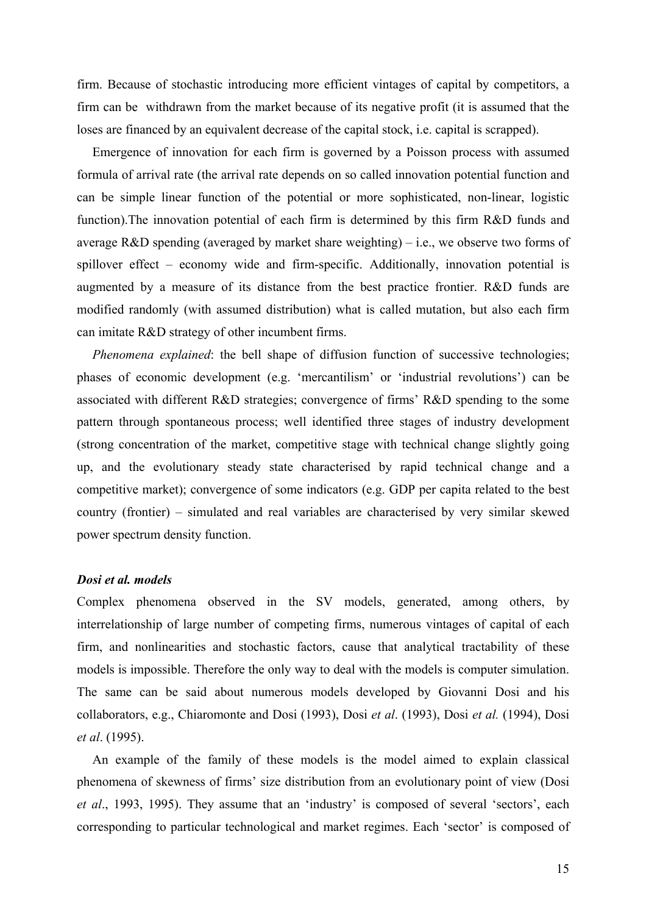firm. Because of stochastic introducing more efficient vintages of capital by competitors, a firm can be withdrawn from the market because of its negative profit (it is assumed that the loses are financed by an equivalent decrease of the capital stock, i.e. capital is scrapped).

Emergence of innovation for each firm is governed by a Poisson process with assumed formula of arrival rate (the arrival rate depends on so called innovation potential function and can be simple linear function of the potential or more sophisticated, non-linear, logistic function).The innovation potential of each firm is determined by this firm R&D funds and average R&D spending (averaged by market share weighting) – i.e., we observe two forms of spillover effect – economy wide and firm-specific. Additionally, innovation potential is augmented by a measure of its distance from the best practice frontier. R&D funds are modified randomly (with assumed distribution) what is called mutation, but also each firm can imitate R&D strategy of other incumbent firms.

*Phenomena explained*: the bell shape of diffusion function of successive technologies; phases of economic development (e.g. 'mercantilism' or 'industrial revolutions') can be associated with different R&D strategies; convergence of firms' R&D spending to the some pattern through spontaneous process; well identified three stages of industry development (strong concentration of the market, competitive stage with technical change slightly going up, and the evolutionary steady state characterised by rapid technical change and a competitive market); convergence of some indicators (e.g. GDP per capita related to the best country (frontier) – simulated and real variables are characterised by very similar skewed power spectrum density function.

### *Dosi et al. models*

Complex phenomena observed in the SV models, generated, among others, by interrelationship of large number of competing firms, numerous vintages of capital of each firm, and nonlinearities and stochastic factors, cause that analytical tractability of these models is impossible. Therefore the only way to deal with the models is computer simulation. The same can be said about numerous models developed by Giovanni Dosi and his collaborators, e.g., Chiaromonte and Dosi (1993), Dosi *et al*. (1993), Dosi *et al.* (1994), Dosi *et al*. (1995).

An example of the family of these models is the model aimed to explain classical phenomena of skewness of firms' size distribution from an evolutionary point of view (Dosi *et al*., 1993, 1995). They assume that an 'industry' is composed of several 'sectors', each corresponding to particular technological and market regimes. Each 'sector' is composed of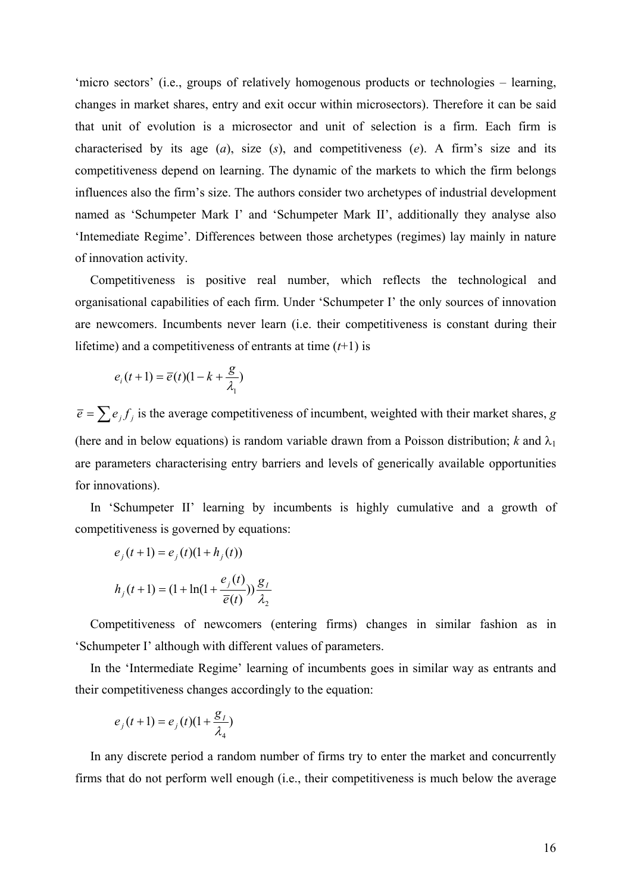'micro sectors' (i.e., groups of relatively homogenous products or technologies – learning, changes in market shares, entry and exit occur within microsectors). Therefore it can be said that unit of evolution is a microsector and unit of selection is a firm. Each firm is characterised by its age (*a*), size (*s*), and competitiveness (*e*). A firm's size and its competitiveness depend on learning. The dynamic of the markets to which the firm belongs influences also the firm's size. The authors consider two archetypes of industrial development named as 'Schumpeter Mark I' and 'Schumpeter Mark II', additionally they analyse also 'Intemediate Regime'. Differences between those archetypes (regimes) lay mainly in nature of innovation activity.

Competitiveness is positive real number, which reflects the technological and organisational capabilities of each firm. Under 'Schumpeter I' the only sources of innovation are newcomers. Incumbents never learn (i.e. their competitiveness is constant during their lifetime) and a competitiveness of entrants at time (*t*+1) is

$$e_i(t+1) = \bar{e}(t)(1 - k + \frac{g}{\lambda_1})$$

$\bar{e} = \sum e_j f_j$ is the average competitiveness of incumbent, weighted with their market shares, $g$ (here and in below equations) is random variable drawn from a Poisson distribution; $k$ and $\lambda_1$ are parameters characterising entry barriers and levels of generically available opportunities for innovations).

In 'Schumpeter II' learning by incumbents is highly cumulative and a growth of competitiveness is governed by equations:

$$e_j(t+1) = e_j(t)(1 + h_j(t))$$

$$h_j(t+1) = (1 + \ln(1 + \frac{e_j(t)}{\bar{e}(t)}))\frac{g_I}{\lambda_2}$$

Competitiveness of newcomers (entering firms) changes in similar fashion as in 'Schumpeter I' although with different values of parameters.

In the 'Intermediate Regime' learning of incumbents goes in similar way as entrants and their competitiveness changes accordingly to the equation:

$$e_j(t+1) = e_j(t)(1 + \frac{g_I}{\lambda_4})$$

In any discrete period a random number of firms try to enter the market and concurrently firms that do not perform well enough (i.e., their competitiveness is much below the average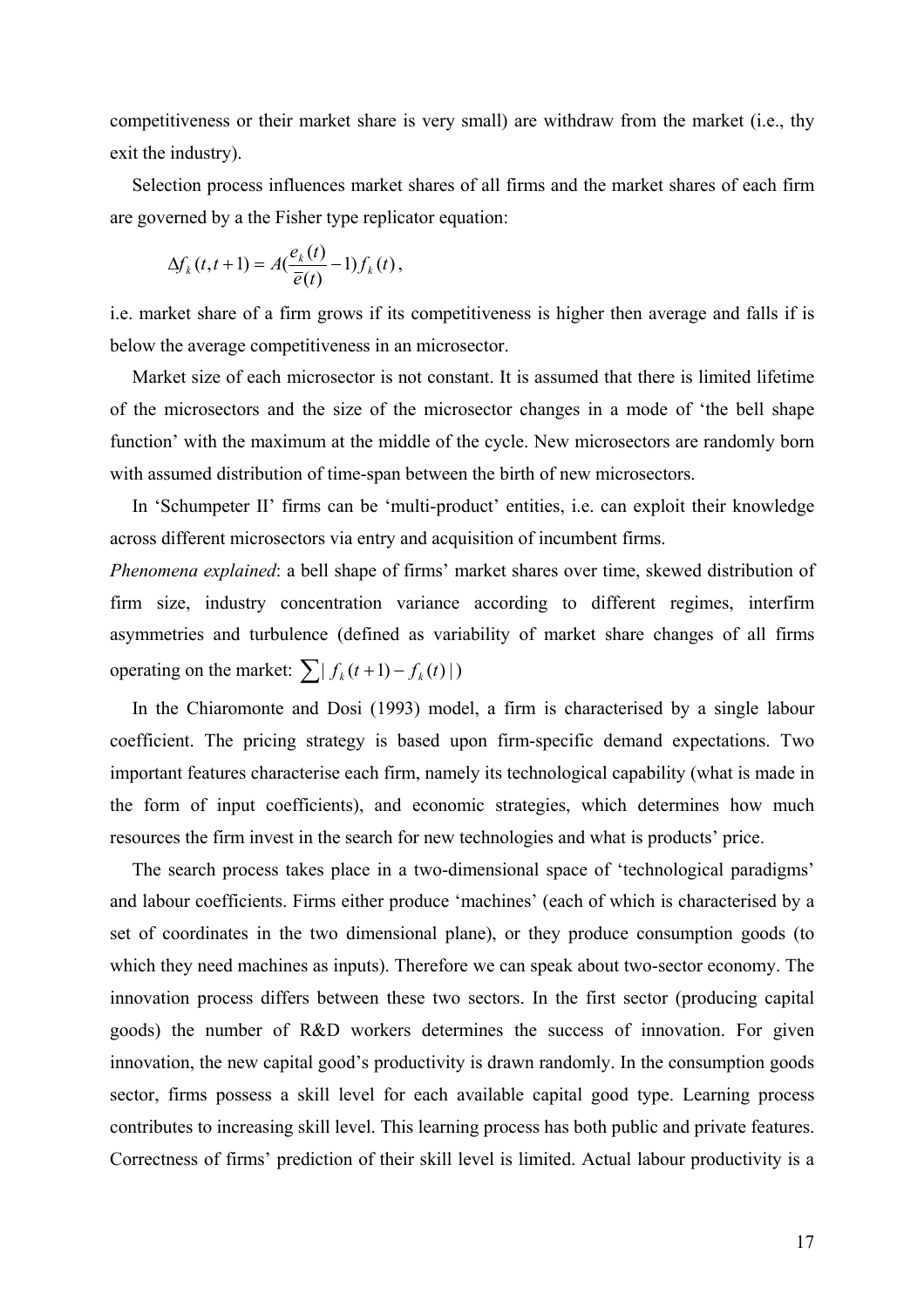competitiveness or their market share is very small) are withdraw from the market (i.e., thy exit the industry).

Selection process influences market shares of all firms and the market shares of each firm are governed by a the Fisher type replicator equation:

$$\Delta f_k(t,t+1) = A(\frac{e_k(t)}{\bar{e}(t)} - 1) f_k(t),$$

i.e. market share of a firm grows if its competitiveness is higher then average and falls if is below the average competitiveness in an microsector.

Market size of each microsector is not constant. It is assumed that there is limited lifetime of the microsectors and the size of the microsector changes in a mode of 'the bell shape function' with the maximum at the middle of the cycle. New microsectors are randomly born with assumed distribution of time-span between the birth of new microsectors.

In 'Schumpeter II' firms can be 'multi-product' entities, i.e. can exploit their knowledge across different microsectors via entry and acquisition of incumbent firms.

*Phenomena explained*: a bell shape of firms' market shares over time, skewed distribution of firm size, industry concentration variance according to different regimes, interfirm asymmetries and turbulence (defined as variability of market share changes of all firms operating on the market: $\sum | f_k(t+1) - f_k(t) |$)

In the Chiaromonte and Dosi (1993) model, a firm is characterised by a single labour coefficient. The pricing strategy is based upon firm-specific demand expectations. Two important features characterise each firm, namely its technological capability (what is made in the form of input coefficients), and economic strategies, which determines how much resources the firm invest in the search for new technologies and what is products' price.

The search process takes place in a two-dimensional space of 'technological paradigms' and labour coefficients. Firms either produce 'machines' (each of which is characterised by a set of coordinates in the two dimensional plane), or they produce consumption goods (to which they need machines as inputs). Therefore we can speak about two-sector economy. The innovation process differs between these two sectors. In the first sector (producing capital goods) the number of R&D workers determines the success of innovation. For given innovation, the new capital good's productivity is drawn randomly. In the consumption goods sector, firms possess a skill level for each available capital good type. Learning process contributes to increasing skill level. This learning process has both public and private features. Correctness of firms' prediction of their skill level is limited. Actual labour productivity is a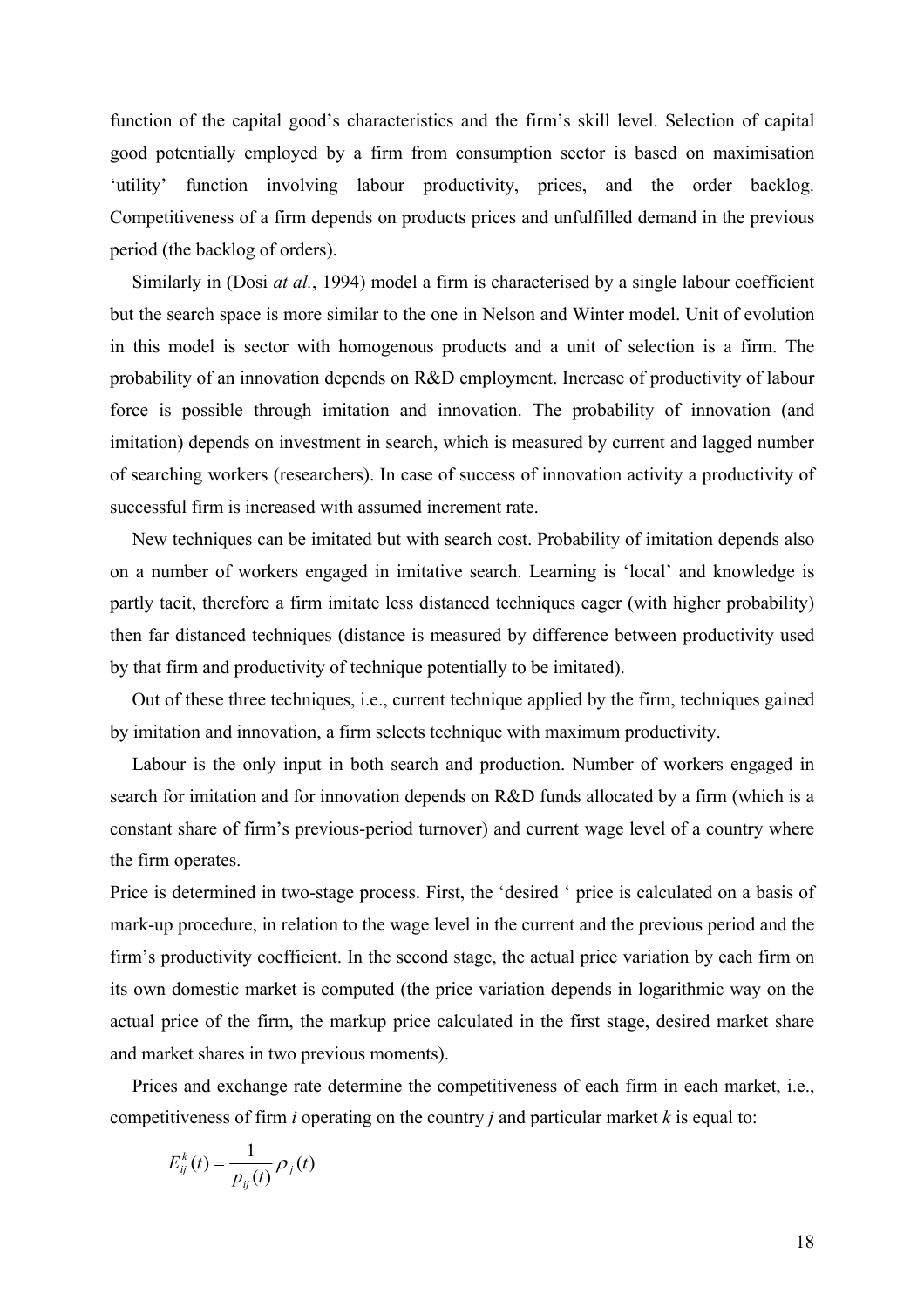function of the capital good's characteristics and the firm's skill level. Selection of capital good potentially employed by a firm from consumption sector is based on maximisation 'utility' function involving labour productivity, prices, and the order backlog. Competitiveness of a firm depends on products prices and unfulfilled demand in the previous period (the backlog of orders).

Similarly in (Dosi *at al.*, 1994) model a firm is characterised by a single labour coefficient but the search space is more similar to the one in Nelson and Winter model. Unit of evolution in this model is sector with homogenous products and a unit of selection is a firm. The probability of an innovation depends on R&D employment. Increase of productivity of labour force is possible through imitation and innovation. The probability of innovation (and imitation) depends on investment in search, which is measured by current and lagged number of searching workers (researchers). In case of success of innovation activity a productivity of successful firm is increased with assumed increment rate.

New techniques can be imitated but with search cost. Probability of imitation depends also on a number of workers engaged in imitative search. Learning is 'local' and knowledge is partly tacit, therefore a firm imitate less distanced techniques eager (with higher probability) then far distanced techniques (distance is measured by difference between productivity used by that firm and productivity of technique potentially to be imitated).

Out of these three techniques, i.e., current technique applied by the firm, techniques gained by imitation and innovation, a firm selects technique with maximum productivity.

Labour is the only input in both search and production. Number of workers engaged in search for imitation and for innovation depends on R&D funds allocated by a firm (which is a constant share of firm's previous-period turnover) and current wage level of a country where the firm operates.

Price is determined in two-stage process. First, the 'desired ' price is calculated on a basis of mark-up procedure, in relation to the wage level in the current and the previous period and the firm's productivity coefficient. In the second stage, the actual price variation by each firm on its own domestic market is computed (the price variation depends in logarithmic way on the actual price of the firm, the markup price calculated in the first stage, desired market share and market shares in two previous moments).

Prices and exchange rate determine the competitiveness of each firm in each market, i.e., competitiveness of firm *i* operating on the country *j* and particular market *k* is equal to:

$$E_{ij}^{k}(t) = \frac{1}{p_{ij}(t)} \rho_j(t)$$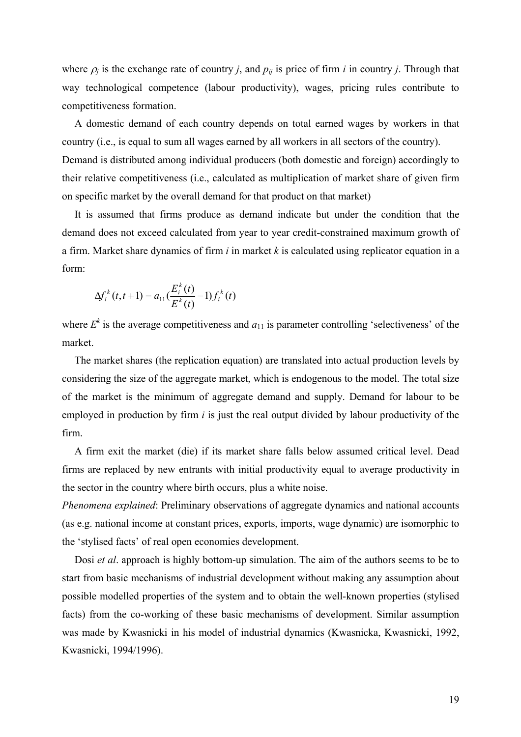where $\rho_j$ is the exchange rate of country $j$, and $p_{ij}$ is price of firm $i$ in country $j$. Through that way technological competence (labour productivity), wages, pricing rules contribute to competitiveness formation.

A domestic demand of each country depends on total earned wages by workers in that country (i.e., is equal to sum all wages earned by all workers in all sectors of the country). Demand is distributed among individual producers (both domestic and foreign) accordingly to their relative competitiveness (i.e., calculated as multiplication of market share of given firm on specific market by the overall demand for that product on that market)

It is assumed that firms produce as demand indicate but under the condition that the demand does not exceed calculated from year to year credit-constrained maximum growth of a firm. Market share dynamics of firm $i$ in market $k$ is calculated using replicator equation in a form:

$$\Delta f_i^k(t, t+1) = a_{11}\left(\frac{E_i^k(t)}{E^k(t)} - 1\right) f_i^k(t)$$

where $E^k$ is the average competitiveness and $a_{11}$ is parameter controlling 'selectiveness' of the market.

The market shares (the replication equation) are translated into actual production levels by considering the size of the aggregate market, which is endogenous to the model. The total size of the market is the minimum of aggregate demand and supply. Demand for labour to be employed in production by firm $i$ is just the real output divided by labour productivity of the firm.

A firm exit the market (die) if its market share falls below assumed critical level. Dead firms are replaced by new entrants with initial productivity equal to average productivity in the sector in the country where birth occurs, plus a white noise.

*Phenomena explained*: Preliminary observations of aggregate dynamics and national accounts (as e.g. national income at constant prices, exports, imports, wage dynamic) are isomorphic to the 'stylised facts' of real open economies development.

Dosi *et al*. approach is highly bottom-up simulation. The aim of the authors seems to be to start from basic mechanisms of industrial development without making any assumption about possible modelled properties of the system and to obtain the well-known properties (stylised facts) from the co-working of these basic mechanisms of development. Similar assumption was made by Kwasnicki in his model of industrial dynamics (Kwasnicka, Kwasnicki, 1992, Kwasnicki, 1994/1996).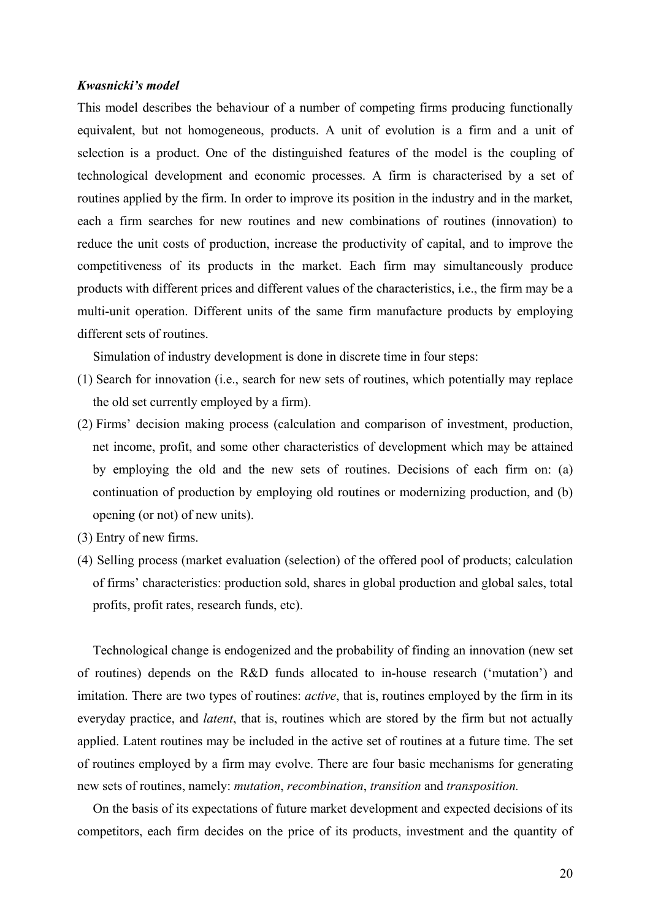***Kwasnicki's model***

This model describes the behaviour of a number of competing firms producing functionally equivalent, but not homogeneous, products. A unit of evolution is a firm and a unit of selection is a product. One of the distinguished features of the model is the coupling of technological development and economic processes. A firm is characterised by a set of routines applied by the firm. In order to improve its position in the industry and in the market, each a firm searches for new routines and new combinations of routines (innovation) to reduce the unit costs of production, increase the productivity of capital, and to improve the competitiveness of its products in the market. Each firm may simultaneously produce products with different prices and different values of the characteristics, i.e., the firm may be a multi-unit operation. Different units of the same firm manufacture products by employing different sets of routines.

Simulation of industry development is done in discrete time in four steps:

(1) Search for innovation (i.e., search for new sets of routines, which potentially may replace the old set currently employed by a firm).

(2) Firms' decision making process (calculation and comparison of investment, production, net income, profit, and some other characteristics of development which may be attained by employing the old and the new sets of routines. Decisions of each firm on: (a) continuation of production by employing old routines or modernizing production, and (b) opening (or not) of new units).

(3) Entry of new firms.

(4) Selling process (market evaluation (selection) of the offered pool of products; calculation of firms' characteristics: production sold, shares in global production and global sales, total profits, profit rates, research funds, etc).

Technological change is endogenized and the probability of finding an innovation (new set of routines) depends on the R&D funds allocated to in-house research ('mutation') and imitation. There are two types of routines: *active*, that is, routines employed by the firm in its everyday practice, and *latent*, that is, routines which are stored by the firm but not actually applied. Latent routines may be included in the active set of routines at a future time. The set of routines employed by a firm may evolve. There are four basic mechanisms for generating new sets of routines, namely: *mutation*, *recombination*, *transition* and *transposition.*

On the basis of its expectations of future market development and expected decisions of its competitors, each firm decides on the price of its products, investment and the quantity of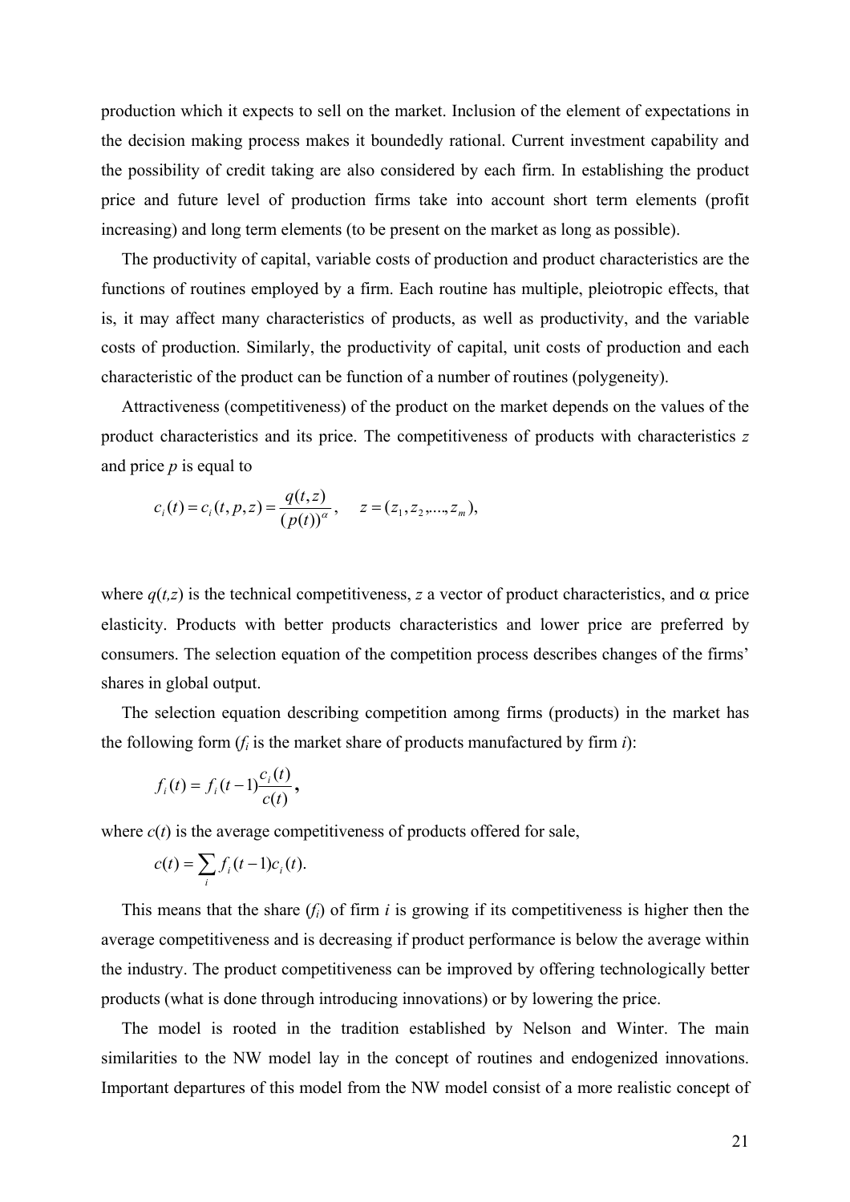production which it expects to sell on the market. Inclusion of the element of expectations in the decision making process makes it boundedly rational. Current investment capability and the possibility of credit taking are also considered by each firm. In establishing the product price and future level of production firms take into account short term elements (profit increasing) and long term elements (to be present on the market as long as possible).

The productivity of capital, variable costs of production and product characteristics are the functions of routines employed by a firm. Each routine has multiple, pleiotropic effects, that is, it may affect many characteristics of products, as well as productivity, and the variable costs of production. Similarly, the productivity of capital, unit costs of production and each characteristic of the product can be function of a number of routines (polygeneity).

Attractiveness (competitiveness) of the product on the market depends on the values of the product characteristics and its price. The competitiveness of products with characteristics $z$ and price $p$ is equal to

$$c_i(t) = c_i(t, p, z) = \frac{q(t,z)}{(p(t))^{\alpha}}, \quad z = (z_1, z_2, \ldots, z_m),$$

where $q(t,z)$ is the technical competitiveness, $z$ a vector of product characteristics, and $\alpha$ price elasticity. Products with better products characteristics and lower price are preferred by consumers. The selection equation of the competition process describes changes of the firms' shares in global output.

The selection equation describing competition among firms (products) in the market has the following form ($f_i$ is the market share of products manufactured by firm $i$):

$$f_i(t) = f_i(t-1)\frac{c_i(t)}{c(t)},$$

where $c(t)$ is the average competitiveness of products offered for sale,

$$c(t) = \sum_i f_i(t-1)c_i(t).$$

This means that the share ($f_i$) of firm $i$ is growing if its competitiveness is higher then the average competitiveness and is decreasing if product performance is below the average within the industry. The product competitiveness can be improved by offering technologically better products (what is done through introducing innovations) or by lowering the price.

The model is rooted in the tradition established by Nelson and Winter. The main similarities to the NW model lay in the concept of routines and endogenized innovations. Important departures of this model from the NW model consist of a more realistic concept of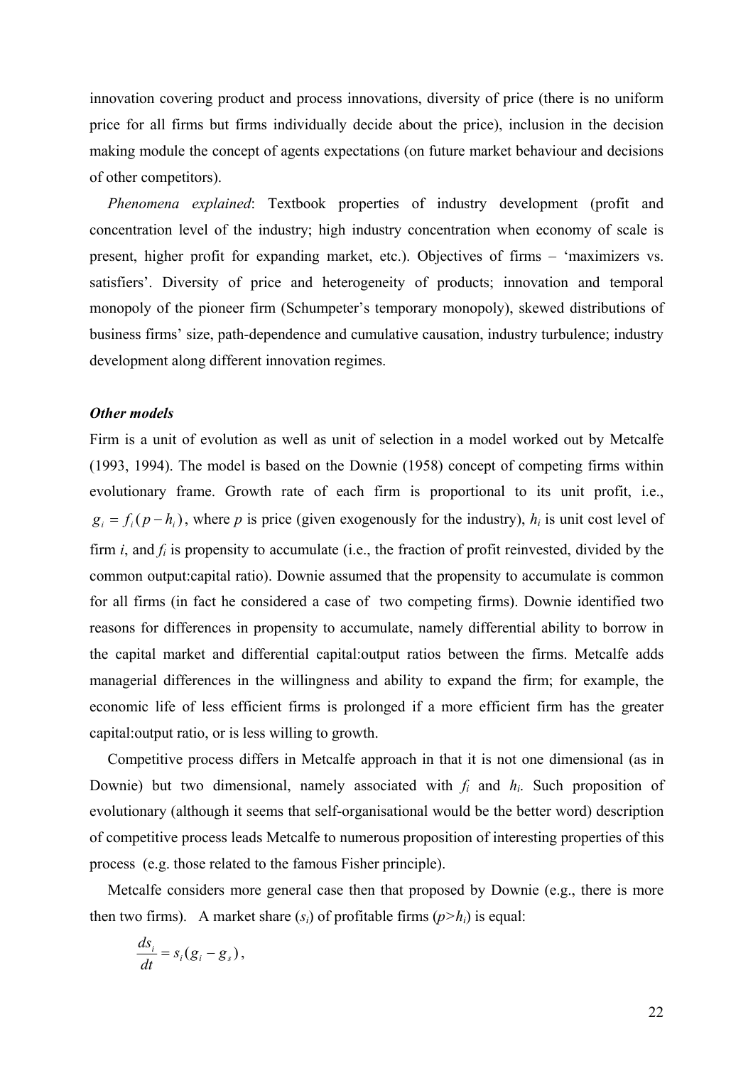innovation covering product and process innovations, diversity of price (there is no uniform price for all firms but firms individually decide about the price), inclusion in the decision making module the concept of agents expectations (on future market behaviour and decisions of other competitors).

*Phenomena explained*: Textbook properties of industry development (profit and concentration level of the industry; high industry concentration when economy of scale is present, higher profit for expanding market, etc.). Objectives of firms – 'maximizers vs. satisfiers'. Diversity of price and heterogeneity of products; innovation and temporal monopoly of the pioneer firm (Schumpeter's temporary monopoly), skewed distributions of business firms' size, path-dependence and cumulative causation, industry turbulence; industry development along different innovation regimes.

***Other models***

Firm is a unit of evolution as well as unit of selection in a model worked out by Metcalfe (1993, 1994). The model is based on the Downie (1958) concept of competing firms within evolutionary frame. Growth rate of each firm is proportional to its unit profit, i.e., $g_i = f_i(p - h_i)$, where $p$ is price (given exogenously for the industry), $h_i$ is unit cost level of firm $i$, and $f_i$ is propensity to accumulate (i.e., the fraction of profit reinvested, divided by the common output:capital ratio). Downie assumed that the propensity to accumulate is common for all firms (in fact he considered a case of two competing firms). Downie identified two reasons for differences in propensity to accumulate, namely differential ability to borrow in the capital market and differential capital:output ratios between the firms. Metcalfe adds managerial differences in the willingness and ability to expand the firm; for example, the economic life of less efficient firms is prolonged if a more efficient firm has the greater capital:output ratio, or is less willing to growth.

Competitive process differs in Metcalfe approach in that it is not one dimensional (as in Downie) but two dimensional, namely associated with $f_i$ and $h_i$. Such proposition of evolutionary (although it seems that self-organisational would be the better word) description of competitive process leads Metcalfe to numerous proposition of interesting properties of this process (e.g. those related to the famous Fisher principle).

Metcalfe considers more general case then that proposed by Downie (e.g., there is more then two firms). A market share ($s_i$) of profitable firms ($p>h_i$) is equal:

$$\frac{ds_i}{dt} = s_i(g_i - g_s),$$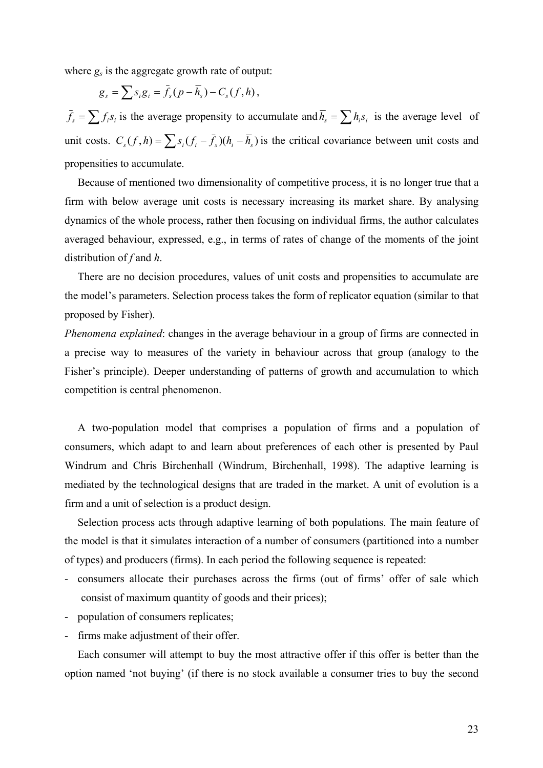where $g_s$ is the aggregate growth rate of output:

$$g_s = \sum s_i g_i = \bar{f}_s (p - \bar{h}_s) - C_s(f, h),$$

$\bar{f}_s = \sum f_i s_i$ is the average propensity to accumulate and $\bar{h}_s = \sum h_i s_i$ is the average level of unit costs. $C_s(f, h) = \sum s_i (f_i - \bar{f}_s)(h_i - \bar{h}_s)$ is the critical covariance between unit costs and propensities to accumulate.

Because of mentioned two dimensionality of competitive process, it is no longer true that a firm with below average unit costs is necessary increasing its market share. By analysing dynamics of the whole process, rather then focusing on individual firms, the author calculates averaged behaviour, expressed, e.g., in terms of rates of change of the moments of the joint distribution of $f$ and $h$.

There are no decision procedures, values of unit costs and propensities to accumulate are the model's parameters. Selection process takes the form of replicator equation (similar to that proposed by Fisher).

*Phenomena explained*: changes in the average behaviour in a group of firms are connected in a precise way to measures of the variety in behaviour across that group (analogy to the Fisher's principle). Deeper understanding of patterns of growth and accumulation to which competition is central phenomenon.

A two-population model that comprises a population of firms and a population of consumers, which adapt to and learn about preferences of each other is presented by Paul Windrum and Chris Birchenhall (Windrum, Birchenhall, 1998). The adaptive learning is mediated by the technological designs that are traded in the market. A unit of evolution is a firm and a unit of selection is a product design.

Selection process acts through adaptive learning of both populations. The main feature of the model is that it simulates interaction of a number of consumers (partitioned into a number of types) and producers (firms). In each period the following sequence is repeated:

- consumers allocate their purchases across the firms (out of firms' offer of sale which consist of maximum quantity of goods and their prices);
- population of consumers replicates;
- firms make adjustment of their offer.

Each consumer will attempt to buy the most attractive offer if this offer is better than the option named 'not buying' (if there is no stock available a consumer tries to buy the second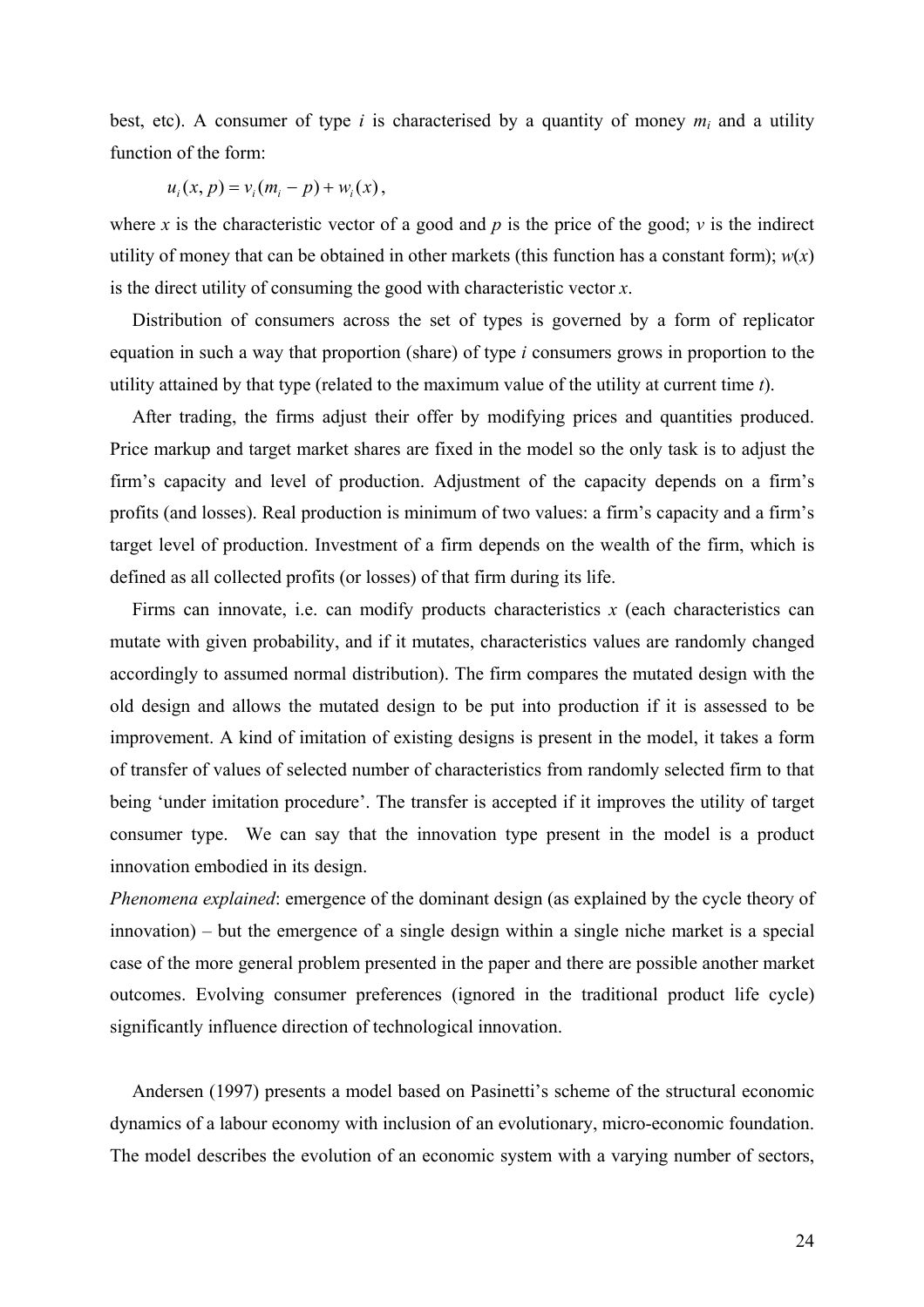best, etc). A consumer of type $i$ is characterised by a quantity of money $m_i$ and a utility function of the form:

$$u_i(x, p) = v_i(m_i - p) + w_i(x),$$

where $x$ is the characteristic vector of a good and $p$ is the price of the good; $v$ is the indirect utility of money that can be obtained in other markets (this function has a constant form); $w(x)$ is the direct utility of consuming the good with characteristic vector $x$.

Distribution of consumers across the set of types is governed by a form of replicator equation in such a way that proportion (share) of type $i$ consumers grows in proportion to the utility attained by that type (related to the maximum value of the utility at current time $t$).

After trading, the firms adjust their offer by modifying prices and quantities produced. Price markup and target market shares are fixed in the model so the only task is to adjust the firm's capacity and level of production. Adjustment of the capacity depends on a firm's profits (and losses). Real production is minimum of two values: a firm's capacity and a firm's target level of production. Investment of a firm depends on the wealth of the firm, which is defined as all collected profits (or losses) of that firm during its life.

Firms can innovate, i.e. can modify products characteristics $x$ (each characteristics can mutate with given probability, and if it mutates, characteristics values are randomly changed accordingly to assumed normal distribution). The firm compares the mutated design with the old design and allows the mutated design to be put into production if it is assessed to be improvement. A kind of imitation of existing designs is present in the model, it takes a form of transfer of values of selected number of characteristics from randomly selected firm to that being 'under imitation procedure'. The transfer is accepted if it improves the utility of target consumer type. We can say that the innovation type present in the model is a product innovation embodied in its design.

*Phenomena explained*: emergence of the dominant design (as explained by the cycle theory of innovation) – but the emergence of a single design within a single niche market is a special case of the more general problem presented in the paper and there are possible another market outcomes. Evolving consumer preferences (ignored in the traditional product life cycle) significantly influence direction of technological innovation.

Andersen (1997) presents a model based on Pasinetti's scheme of the structural economic dynamics of a labour economy with inclusion of an evolutionary, micro-economic foundation. The model describes the evolution of an economic system with a varying number of sectors,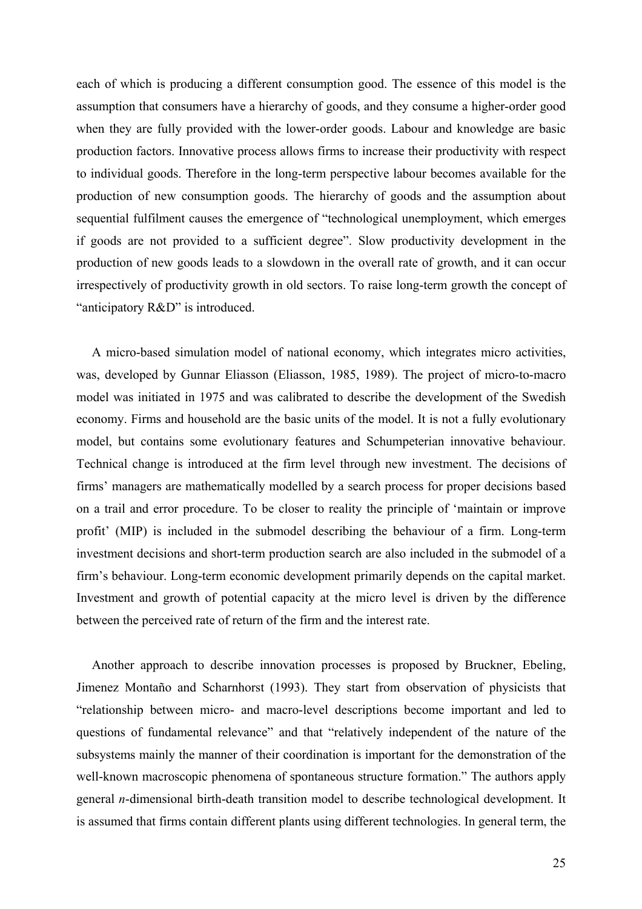each of which is producing a different consumption good. The essence of this model is the assumption that consumers have a hierarchy of goods, and they consume a higher-order good when they are fully provided with the lower-order goods. Labour and knowledge are basic production factors. Innovative process allows firms to increase their productivity with respect to individual goods. Therefore in the long-term perspective labour becomes available for the production of new consumption goods. The hierarchy of goods and the assumption about sequential fulfilment causes the emergence of "technological unemployment, which emerges if goods are not provided to a sufficient degree". Slow productivity development in the production of new goods leads to a slowdown in the overall rate of growth, and it can occur irrespectively of productivity growth in old sectors. To raise long-term growth the concept of "anticipatory R&D" is introduced.

A micro-based simulation model of national economy, which integrates micro activities, was, developed by Gunnar Eliasson (Eliasson, 1985, 1989). The project of micro-to-macro model was initiated in 1975 and was calibrated to describe the development of the Swedish economy. Firms and household are the basic units of the model. It is not a fully evolutionary model, but contains some evolutionary features and Schumpeterian innovative behaviour. Technical change is introduced at the firm level through new investment. The decisions of firms' managers are mathematically modelled by a search process for proper decisions based on a trail and error procedure. To be closer to reality the principle of 'maintain or improve profit' (MIP) is included in the submodel describing the behaviour of a firm. Long-term investment decisions and short-term production search are also included in the submodel of a firm's behaviour. Long-term economic development primarily depends on the capital market. Investment and growth of potential capacity at the micro level is driven by the difference between the perceived rate of return of the firm and the interest rate.

Another approach to describe innovation processes is proposed by Bruckner, Ebeling, Jimenez Montaño and Scharnhorst (1993). They start from observation of physicists that "relationship between micro- and macro-level descriptions become important and led to questions of fundamental relevance" and that "relatively independent of the nature of the subsystems mainly the manner of their coordination is important for the demonstration of the well-known macroscopic phenomena of spontaneous structure formation." The authors apply general *n*-dimensional birth-death transition model to describe technological development. It is assumed that firms contain different plants using different technologies. In general term, the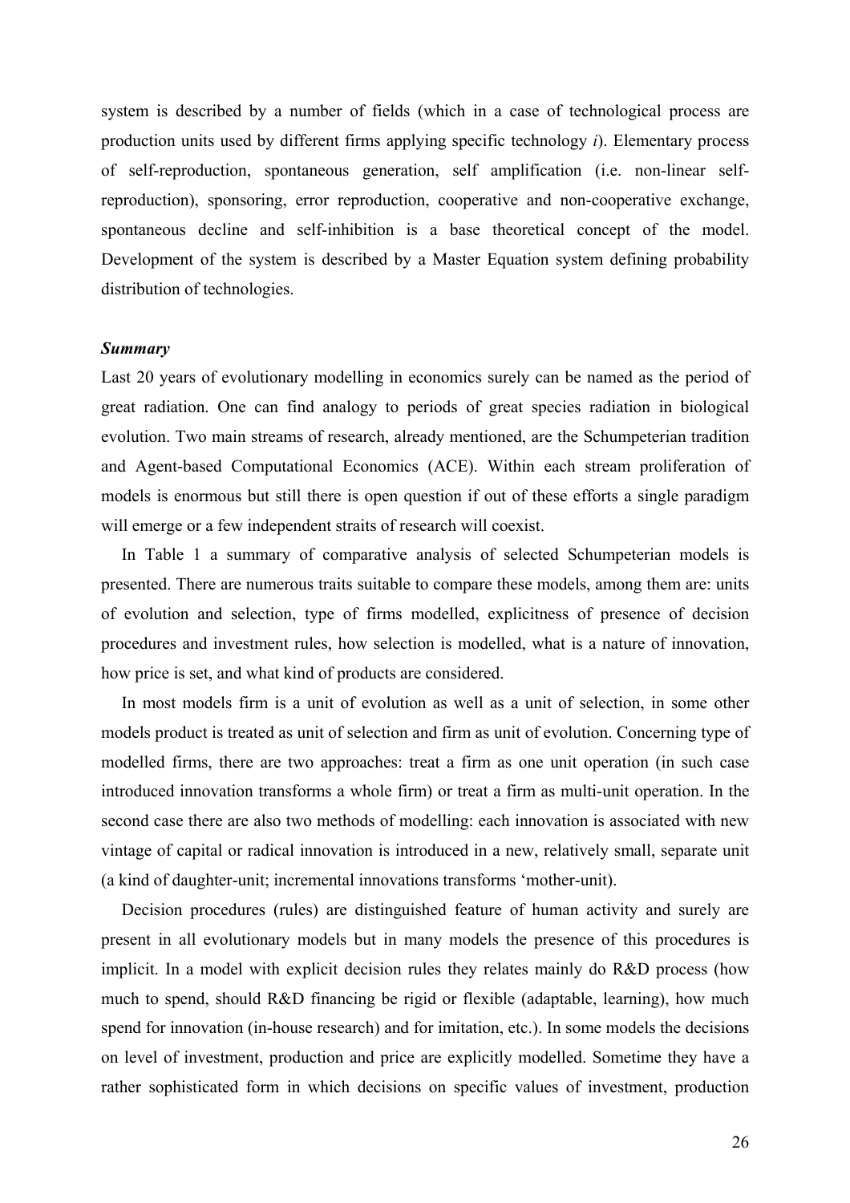system is described by a number of fields (which in a case of technological process are production units used by different firms applying specific technology *i*). Elementary process of self-reproduction, spontaneous generation, self amplification (i.e. non-linear self-reproduction), sponsoring, error reproduction, cooperative and non-cooperative exchange, spontaneous decline and self-inhibition is a base theoretical concept of the model. Development of the system is described by a Master Equation system defining probability distribution of technologies.

### *Summary*

Last 20 years of evolutionary modelling in economics surely can be named as the period of great radiation. One can find analogy to periods of great species radiation in biological evolution. Two main streams of research, already mentioned, are the Schumpeterian tradition and Agent-based Computational Economics (ACE). Within each stream proliferation of models is enormous but still there is open question if out of these efforts a single paradigm will emerge or a few independent straits of research will coexist.

In Table 1 a summary of comparative analysis of selected Schumpeterian models is presented. There are numerous traits suitable to compare these models, among them are: units of evolution and selection, type of firms modelled, explicitness of presence of decision procedures and investment rules, how selection is modelled, what is a nature of innovation, how price is set, and what kind of products are considered.

In most models firm is a unit of evolution as well as a unit of selection, in some other models product is treated as unit of selection and firm as unit of evolution. Concerning type of modelled firms, there are two approaches: treat a firm as one unit operation (in such case introduced innovation transforms a whole firm) or treat a firm as multi-unit operation. In the second case there are also two methods of modelling: each innovation is associated with new vintage of capital or radical innovation is introduced in a new, relatively small, separate unit (a kind of daughter-unit; incremental innovations transforms 'mother-unit).

Decision procedures (rules) are distinguished feature of human activity and surely are present in all evolutionary models but in many models the presence of this procedures is implicit. In a model with explicit decision rules they relates mainly do R&D process (how much to spend, should R&D financing be rigid or flexible (adaptable, learning), how much spend for innovation (in-house research) and for imitation, etc.). In some models the decisions on level of investment, production and price are explicitly modelled. Sometime they have a rather sophisticated form in which decisions on specific values of investment, production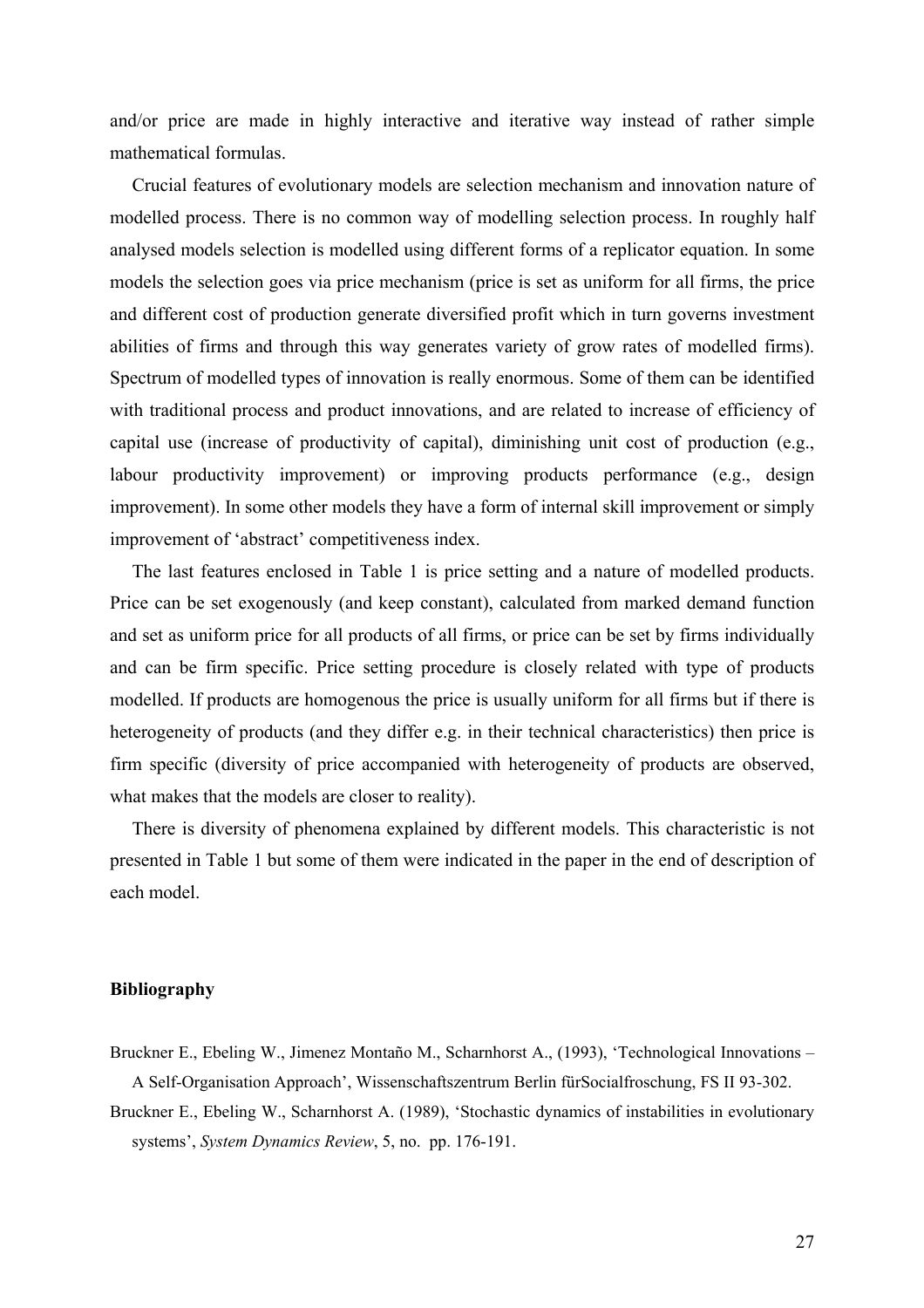and/or price are made in highly interactive and iterative way instead of rather simple mathematical formulas.

Crucial features of evolutionary models are selection mechanism and innovation nature of modelled process. There is no common way of modelling selection process. In roughly half analysed models selection is modelled using different forms of a replicator equation. In some models the selection goes via price mechanism (price is set as uniform for all firms, the price and different cost of production generate diversified profit which in turn governs investment abilities of firms and through this way generates variety of grow rates of modelled firms). Spectrum of modelled types of innovation is really enormous. Some of them can be identified with traditional process and product innovations, and are related to increase of efficiency of capital use (increase of productivity of capital), diminishing unit cost of production (e.g., labour productivity improvement) or improving products performance (e.g., design improvement). In some other models they have a form of internal skill improvement or simply improvement of 'abstract' competitiveness index.

The last features enclosed in Table 1 is price setting and a nature of modelled products. Price can be set exogenously (and keep constant), calculated from marked demand function and set as uniform price for all products of all firms, or price can be set by firms individually and can be firm specific. Price setting procedure is closely related with type of products modelled. If products are homogenous the price is usually uniform for all firms but if there is heterogeneity of products (and they differ e.g. in their technical characteristics) then price is firm specific (diversity of price accompanied with heterogeneity of products are observed, what makes that the models are closer to reality).

There is diversity of phenomena explained by different models. This characteristic is not presented in Table 1 but some of them were indicated in the paper in the end of description of each model.

## Bibliography

Bruckner E., Ebeling W., Jimenez Montaño M., Scharnhorst A., (1993), 'Technological Innovations – A Self-Organisation Approach', Wissenschaftszentrum Berlin fürSocialfroschung, FS II 93-302.

Bruckner E., Ebeling W., Scharnhorst A. (1989), 'Stochastic dynamics of instabilities in evolutionary systems', *System Dynamics Review*, 5, no. pp. 176-191.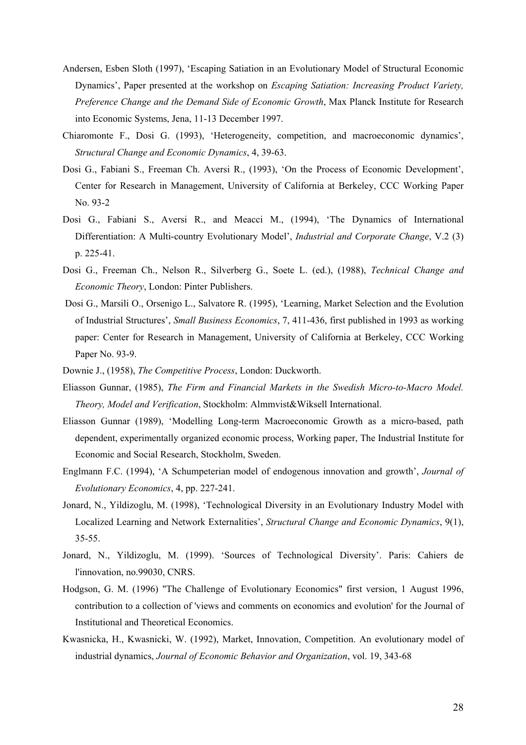Andersen, Esben Sloth (1997), 'Escaping Satiation in an Evolutionary Model of Structural Economic Dynamics', Paper presented at the workshop on *Escaping Satiation: Increasing Product Variety, Preference Change and the Demand Side of Economic Growth*, Max Planck Institute for Research into Economic Systems, Jena, 11-13 December 1997.

Chiaromonte F., Dosi G. (1993), 'Heterogeneity, competition, and macroeconomic dynamics', *Structural Change and Economic Dynamics*, 4, 39-63.

Dosi G., Fabiani S., Freeman Ch. Aversi R., (1993), 'On the Process of Economic Development', Center for Research in Management, University of California at Berkeley, CCC Working Paper No. 93-2

Dosi G., Fabiani S., Aversi R., and Meacci M., (1994), 'The Dynamics of International Differentiation: A Multi-country Evolutionary Model', *Industrial and Corporate Change*, V.2 (3) p. 225-41.

Dosi G., Freeman Ch., Nelson R., Silverberg G., Soete L. (ed.), (1988), *Technical Change and Economic Theory*, London: Pinter Publishers.

Dosi G., Marsili O., Orsenigo L., Salvatore R. (1995), 'Learning, Market Selection and the Evolution of Industrial Structures', *Small Business Economics*, 7, 411-436, first published in 1993 as working paper: Center for Research in Management, University of California at Berkeley, CCC Working Paper No. 93-9.

Downie J., (1958), *The Competitive Process*, London: Duckworth.

Eliasson Gunnar, (1985), *The Firm and Financial Markets in the Swedish Micro-to-Macro Model. Theory, Model and Verification*, Stockholm: Almmvist&Wiksell International.

Eliasson Gunnar (1989), 'Modelling Long-term Macroeconomic Growth as a micro-based, path dependent, experimentally organized economic process, Working paper, The Industrial Institute for Economic and Social Research, Stockholm, Sweden.

Englmann F.C. (1994), 'A Schumpeterian model of endogenous innovation and growth', *Journal of Evolutionary Economics*, 4, pp. 227-241.

Jonard, N., Yildizoglu, M. (1998), 'Technological Diversity in an Evolutionary Industry Model with Localized Learning and Network Externalities', *Structural Change and Economic Dynamics*, 9(1), 35-55.

Jonard, N., Yildizoglu, M. (1999). 'Sources of Technological Diversity'. Paris: Cahiers de l'innovation, no.99030, CNRS.

Hodgson, G. M. (1996) "The Challenge of Evolutionary Economics" first version, 1 August 1996, contribution to a collection of 'views and comments on economics and evolution' for the Journal of Institutional and Theoretical Economics.

Kwasnicka, H., Kwasnicki, W. (1992), Market, Innovation, Competition. An evolutionary model of industrial dynamics, *Journal of Economic Behavior and Organization*, vol. 19, 343-68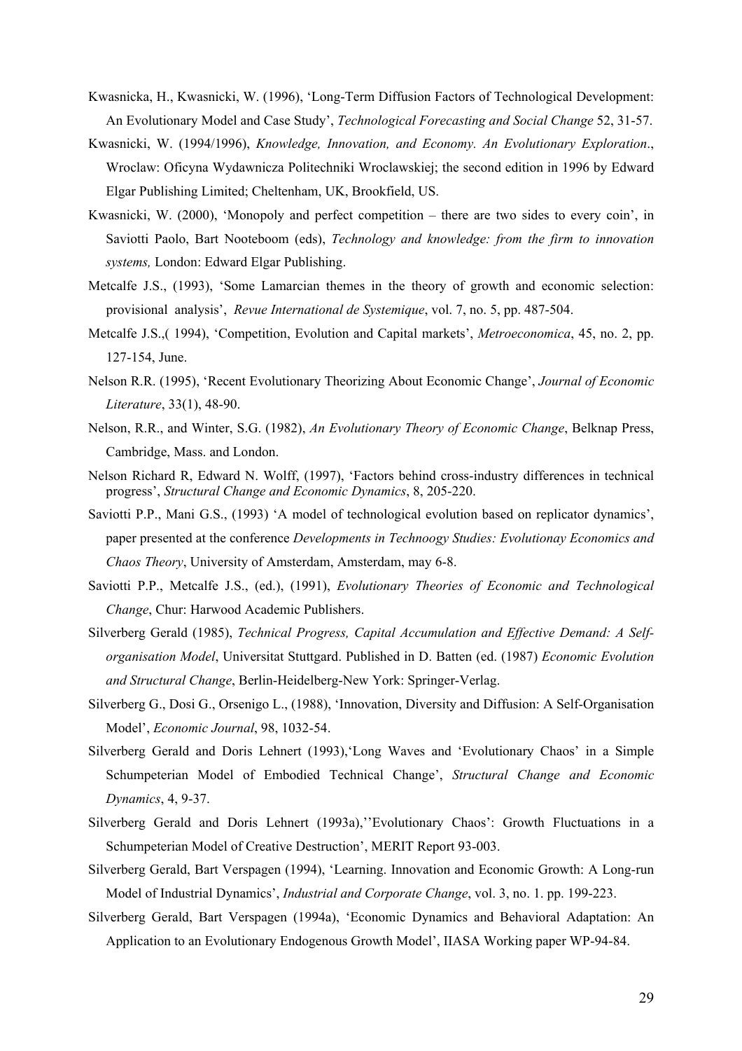Kwasnicka, H., Kwasnicki, W. (1996), 'Long-Term Diffusion Factors of Technological Development: An Evolutionary Model and Case Study', *Technological Forecasting and Social Change* 52, 31-57.

Kwasnicki, W. (1994/1996), *Knowledge, Innovation, and Economy. An Evolutionary Exploration*., Wroclaw: Oficyna Wydawnicza Politechniki Wroclawskiej; the second edition in 1996 by Edward Elgar Publishing Limited; Cheltenham, UK, Brookfield, US.

Kwasnicki, W. (2000), 'Monopoly and perfect competition – there are two sides to every coin', in Saviotti Paolo, Bart Nooteboom (eds), *Technology and knowledge: from the firm to innovation systems,* London: Edward Elgar Publishing.

Metcalfe J.S., (1993), 'Some Lamarcian themes in the theory of growth and economic selection: provisional analysis', *Revue International de Systemique*, vol. 7, no. 5, pp. 487-504.

Metcalfe J.S.,( 1994), 'Competition, Evolution and Capital markets', *Metroeconomica*, 45, no. 2, pp. 127-154, June.

Nelson R.R. (1995), 'Recent Evolutionary Theorizing About Economic Change', *Journal of Economic Literature*, 33(1), 48-90.

Nelson, R.R., and Winter, S.G. (1982), *An Evolutionary Theory of Economic Change*, Belknap Press, Cambridge, Mass. and London.

Nelson Richard R, Edward N. Wolff, (1997), 'Factors behind cross-industry differences in technical progress', *Structural Change and Economic Dynamics*, 8, 205-220.

Saviotti P.P., Mani G.S., (1993) 'A model of technological evolution based on replicator dynamics', paper presented at the conference *Developments in Technoogy Studies: Evolutionay Economics and Chaos Theory*, University of Amsterdam, Amsterdam, may 6-8.

Saviotti P.P., Metcalfe J.S., (ed.), (1991), *Evolutionary Theories of Economic and Technological Change*, Chur: Harwood Academic Publishers.

Silverberg Gerald (1985), *Technical Progress, Capital Accumulation and Effective Demand: A Self-organisation Model*, Universitat Stuttgard. Published in D. Batten (ed. (1987) *Economic Evolution and Structural Change*, Berlin-Heidelberg-New York: Springer-Verlag.

Silverberg G., Dosi G., Orsenigo L., (1988), 'Innovation, Diversity and Diffusion: A Self-Organisation Model', *Economic Journal*, 98, 1032-54.

Silverberg Gerald and Doris Lehnert (1993),'Long Waves and 'Evolutionary Chaos' in a Simple Schumpeterian Model of Embodied Technical Change', *Structural Change and Economic Dynamics*, 4, 9-37.

Silverberg Gerald and Doris Lehnert (1993a),''Evolutionary Chaos': Growth Fluctuations in a Schumpeterian Model of Creative Destruction', MERIT Report 93-003.

Silverberg Gerald, Bart Verspagen (1994), 'Learning. Innovation and Economic Growth: A Long-run Model of Industrial Dynamics', *Industrial and Corporate Change*, vol. 3, no. 1. pp. 199-223.

Silverberg Gerald, Bart Verspagen (1994a), 'Economic Dynamics and Behavioral Adaptation: An Application to an Evolutionary Endogenous Growth Model', IIASA Working paper WP-94-84.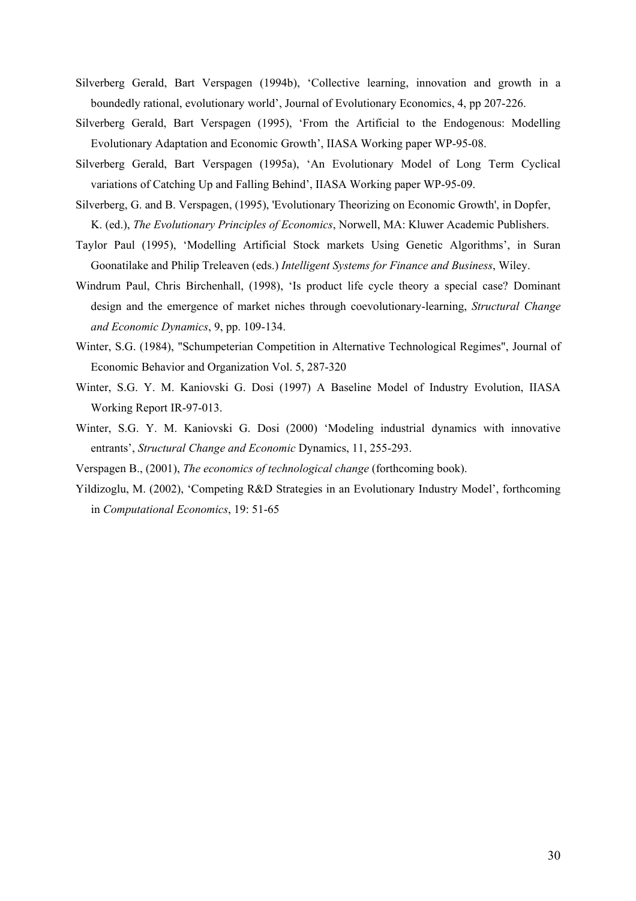Silverberg Gerald, Bart Verspagen (1994b), 'Collective learning, innovation and growth in a boundedly rational, evolutionary world', Journal of Evolutionary Economics, 4, pp 207-226.

Silverberg Gerald, Bart Verspagen (1995), 'From the Artificial to the Endogenous: Modelling Evolutionary Adaptation and Economic Growth', IIASA Working paper WP-95-08.

Silverberg Gerald, Bart Verspagen (1995a), 'An Evolutionary Model of Long Term Cyclical variations of Catching Up and Falling Behind', IIASA Working paper WP-95-09.

Silverberg, G. and B. Verspagen, (1995), 'Evolutionary Theorizing on Economic Growth', in Dopfer, K. (ed.), *The Evolutionary Principles of Economics*, Norwell, MA: Kluwer Academic Publishers.

Taylor Paul (1995), 'Modelling Artificial Stock markets Using Genetic Algorithms', in Suran Goonatilake and Philip Treleaven (eds.) *Intelligent Systems for Finance and Business*, Wiley.

Windrum Paul, Chris Birchenhall, (1998), 'Is product life cycle theory a special case? Dominant design and the emergence of market niches through coevolutionary-learning, *Structural Change and Economic Dynamics*, 9, pp. 109-134.

Winter, S.G. (1984), "Schumpeterian Competition in Alternative Technological Regimes", Journal of Economic Behavior and Organization Vol. 5, 287-320

Winter, S.G. Y. M. Kaniovski G. Dosi (1997) A Baseline Model of Industry Evolution, IIASA Working Report IR-97-013.

Winter, S.G. Y. M. Kaniovski G. Dosi (2000) 'Modeling industrial dynamics with innovative entrants', *Structural Change and Economic* Dynamics, 11, 255-293.

Verspagen B., (2001), *The economics of technological change* (forthcoming book).

Yildizoglu, M. (2002), 'Competing R&D Strategies in an Evolutionary Industry Model', forthcoming in *Computational Economics*, 19: 51-65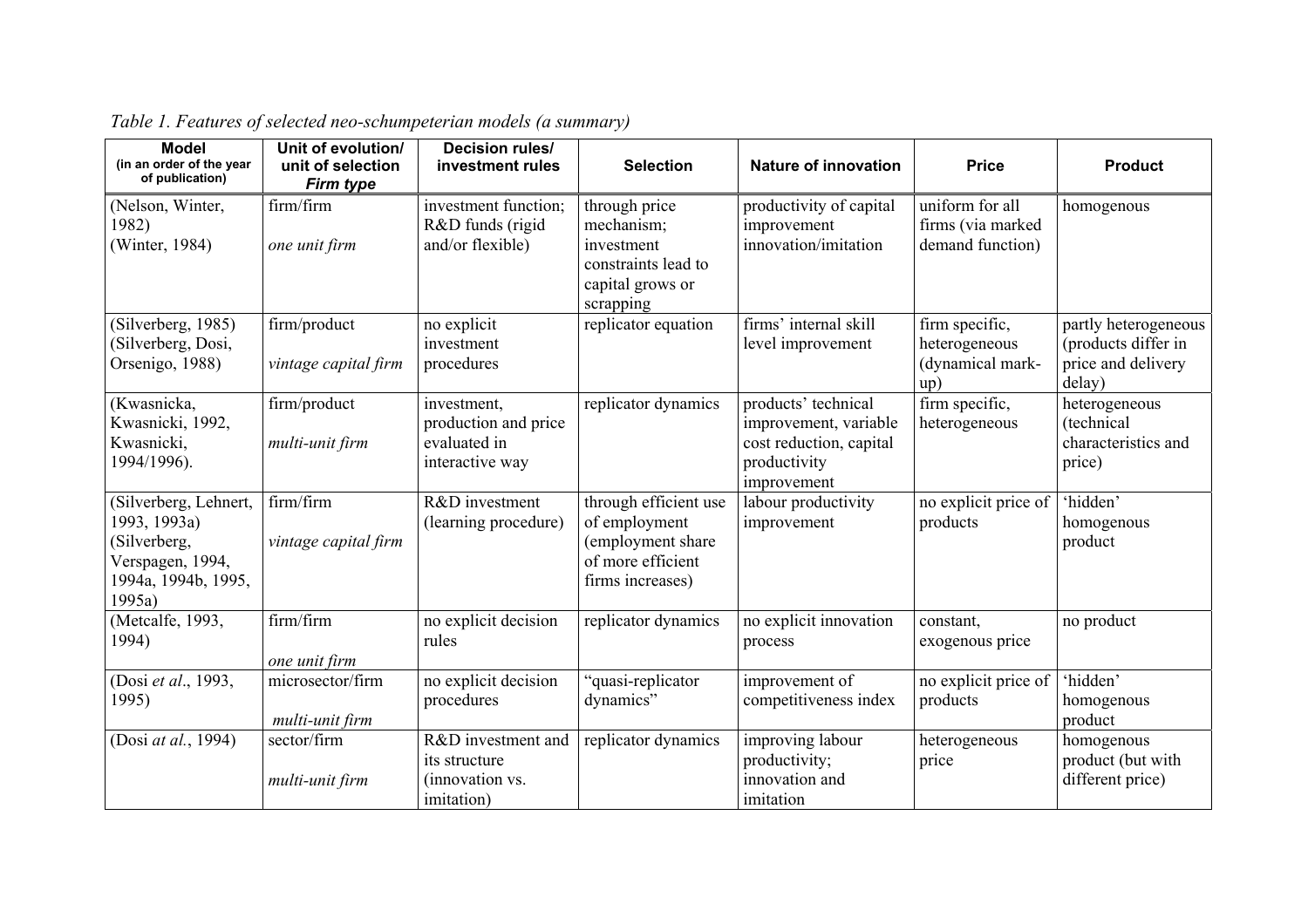*Table 1. Features of selected neo-schumpeterian models (a summary)*

| **Model** (in an order of the year of publication) | **Unit of evolution/ unit of selection** ***Firm type*** | **Decision rules/ investment rules** | **Selection** | **Nature of innovation** | **Price** | **Product** |
|---|---|---|---|---|---|---|
| (Nelson, Winter, 1982) (Winter, 1984) | firm/firm *one unit firm* | investment function; R&D funds (rigid and/or flexible) | through price mechanism; investment constraints lead to capital grows or scrapping | productivity of capital improvement innovation/imitation | uniform for all firms (via marked demand function) | homogenous |
| (Silverberg, 1985) (Silverberg, Dosi, Orsenigo, 1988) | firm/product *vintage capital firm* | no explicit investment procedures | replicator equation | firms' internal skill level improvement | firm specific, heterogeneous (dynamical mark-up) | partly heterogeneous (products differ in price and delivery delay) |
| (Kwasnicka, Kwasnicki, 1992, Kwasnicki, 1994/1996). | firm/product *multi-unit firm* | investment, production and price evaluated in interactive way | replicator dynamics | products' technical improvement, variable cost reduction, capital productivity improvement | firm specific, heterogeneous | heterogeneous (technical characteristics and price) |
| (Silverberg, Lehnert, 1993, 1993a) (Silverberg, Verspagen, 1994, 1994a, 1994b, 1995, 1995a) | firm/firm *vintage capital firm* | R&D investment (learning procedure) | through efficient use of employment (employment share of more efficient firms increases) | labour productivity improvement | no explicit price of products | 'hidden' homogenous product |
| (Metcalfe, 1993, 1994) | firm/firm *one unit firm* | no explicit decision rules | replicator dynamics | no explicit innovation process | constant, exogenous price | no product |
| (Dosi *et al*., 1993, 1995) | microsector/firm *multi-unit firm* | no explicit decision procedures | "quasi-replicator dynamics" | improvement of competitiveness index | no explicit price of products | 'hidden' homogenous product |
| (Dosi *at al.*, 1994) | sector/firm *multi-unit firm* | R&D investment and its structure (innovation vs. imitation) | replicator dynamics | improving labour productivity; innovation and imitation | heterogeneous price | homogenous product (but with different price) |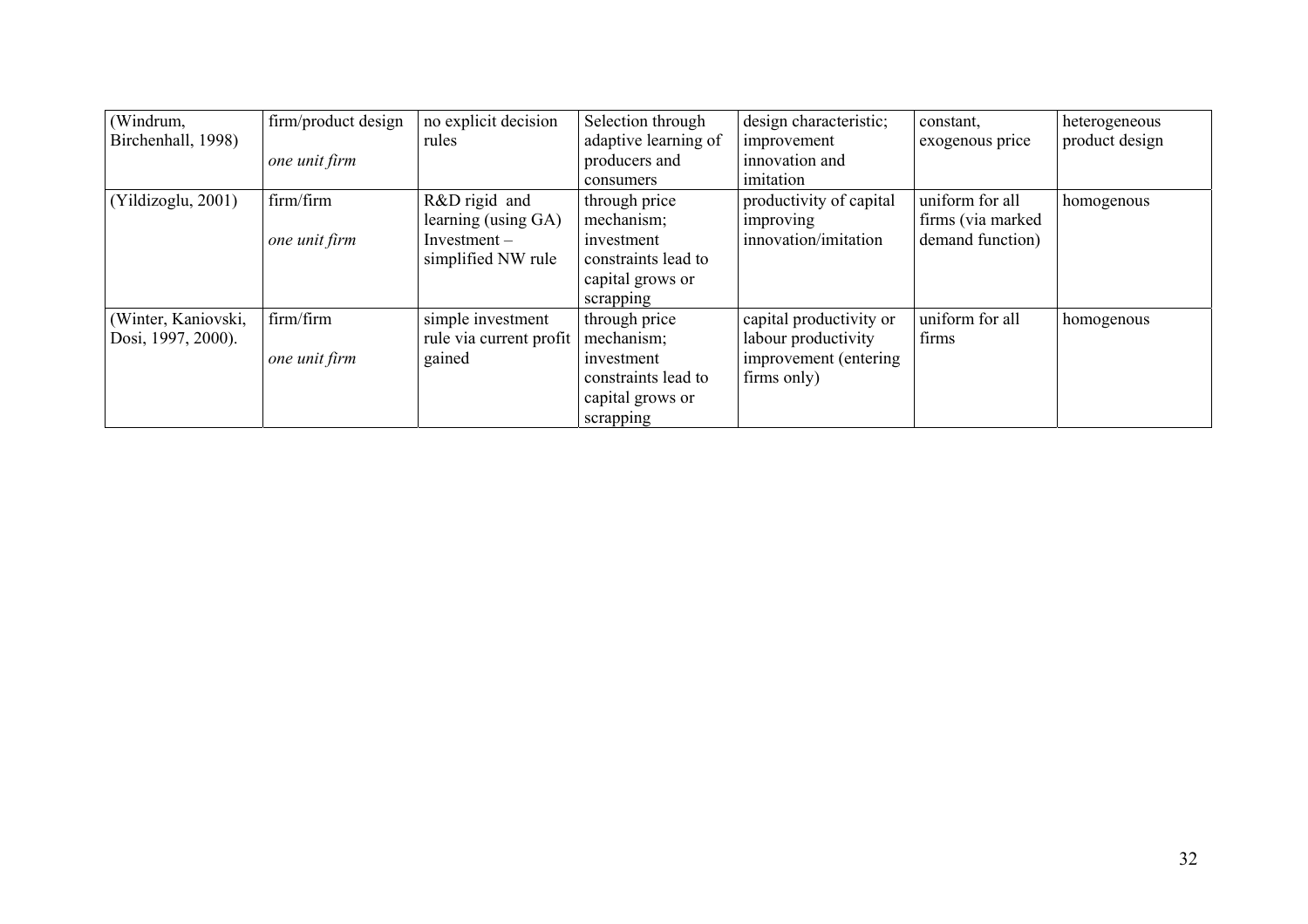| | | | | | | |
|---|---|---|---|---|---|---|
| (Windrum, Birchenhall, 1998) | firm/product design *one unit firm* | no explicit decision rules | Selection through adaptive learning of producers and consumers | design characteristic; improvement innovation and imitation | constant, exogenous price | heterogeneous product design |
| (Yildizoglu, 2001) | firm/firm *one unit firm* | R&D rigid and learning (using GA) Investment – simplified NW rule | through price mechanism; investment constraints lead to capital grows or scrapping | productivity of capital improving innovation/imitation | uniform for all firms (via marked demand function) | homogenous |
| (Winter, Kaniovski, Dosi, 1997, 2000). | firm/firm *one unit firm* | simple investment rule via current profit gained | through price mechanism; investment constraints lead to capital grows or scrapping | capital productivity or labour productivity improvement (entering firms only) | uniform for all firms | homogenous |